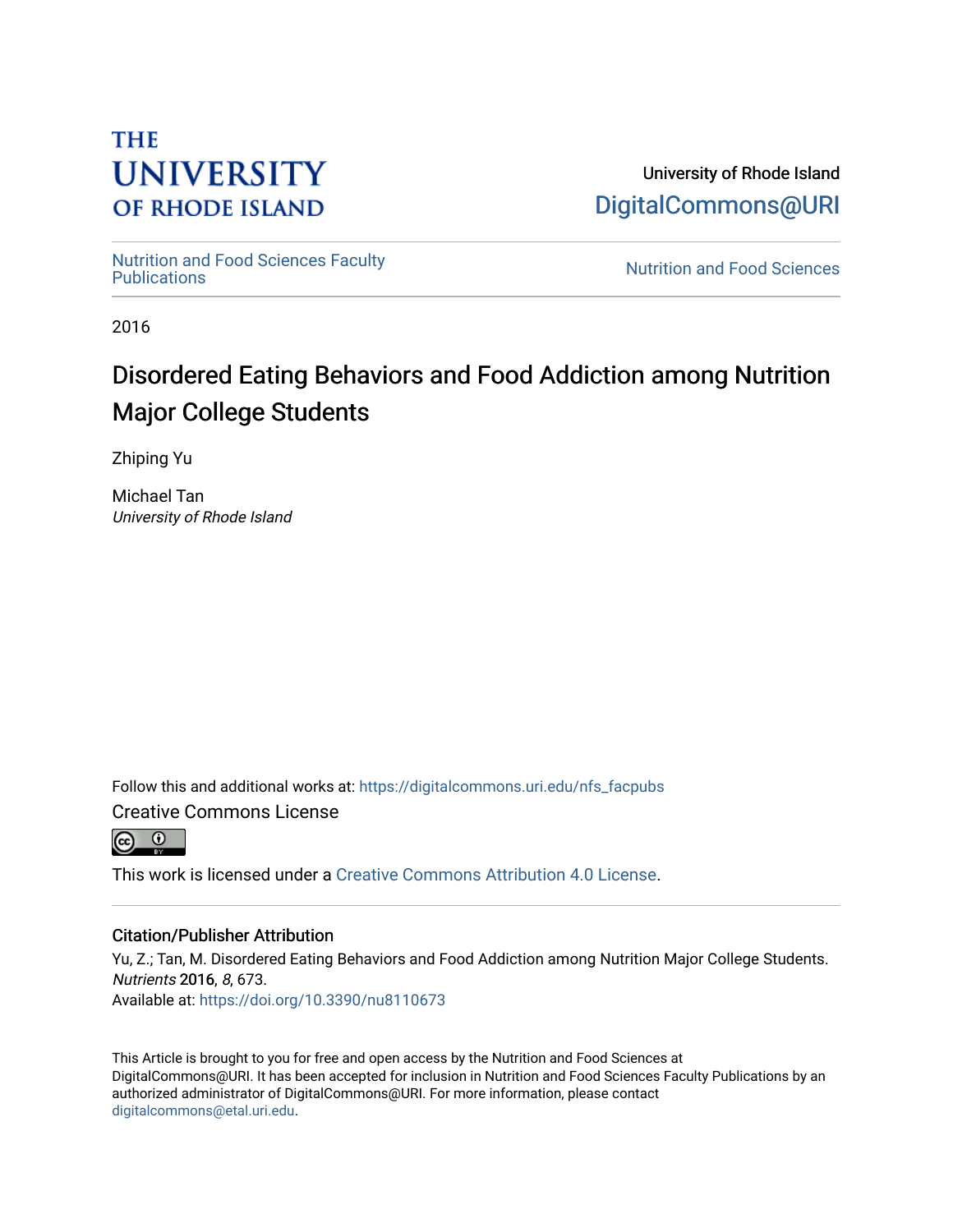THE UNIVERSITY OF RHODE ISLAND

University of Rhode Island
DigitalCommons@URI

Nutrition and Food Sciences Faculty Publications

Nutrition and Food Sciences

2016

# Disordered Eating Behaviors and Food Addiction among Nutrition Major College Students

Zhiping Yu

Michael Tan
*University of Rhode Island*

Follow this and additional works at: https://digitalcommons.uri.edu/nfs_facpubs

Creative Commons License

This work is licensed under a Creative Commons Attribution 4.0 License.

### Citation/Publisher Attribution

Yu, Z.; Tan, M. Disordered Eating Behaviors and Food Addiction among Nutrition Major College Students. *Nutrients* 2016, *8*, 673.
Available at: https://doi.org/10.3390/nu8110673

This Article is brought to you for free and open access by the Nutrition and Food Sciences at DigitalCommons@URI. It has been accepted for inclusion in Nutrition and Food Sciences Faculty Publications by an authorized administrator of DigitalCommons@URI. For more information, please contact digitalcommons@etal.uri.edu.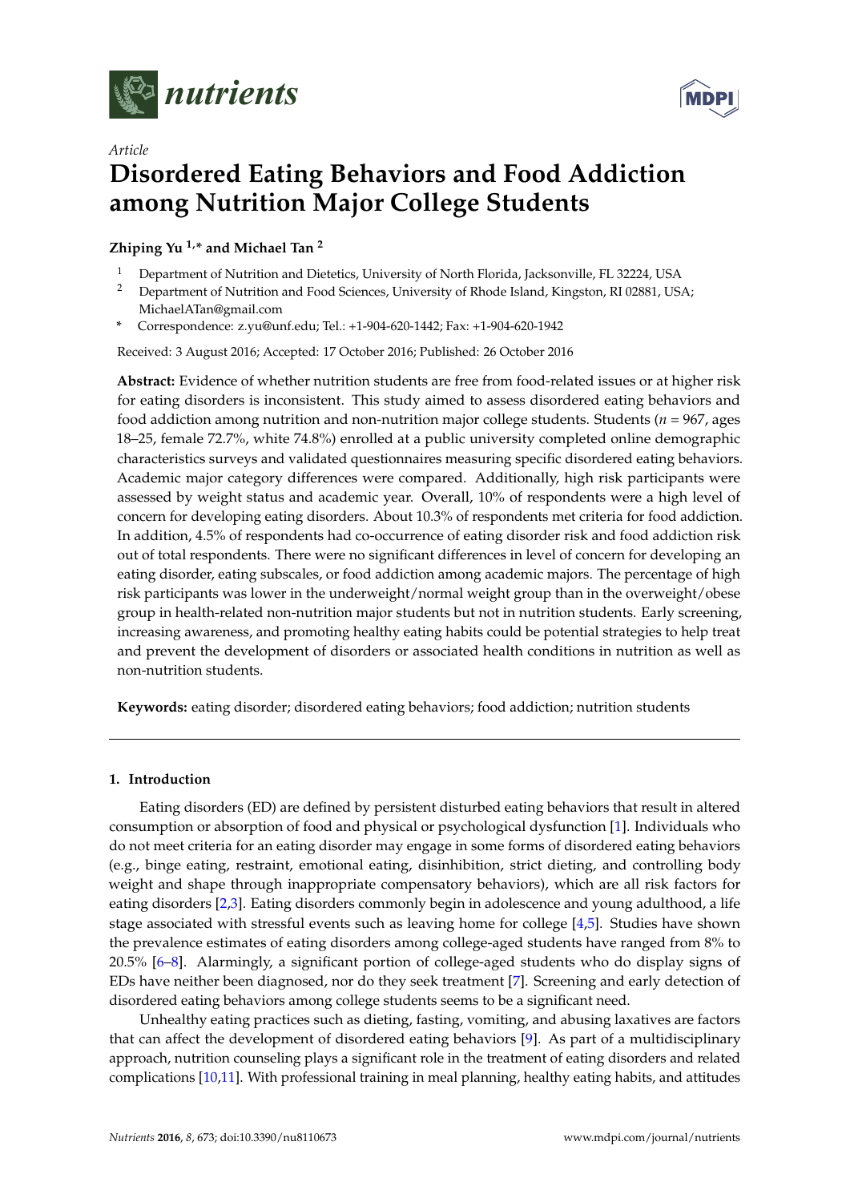*Article*

# Disordered Eating Behaviors and Food Addiction among Nutrition Major College Students

**Zhiping Yu [1,*] and Michael Tan [2]**

[1] Department of Nutrition and Dietetics, University of North Florida, Jacksonville, FL 32224, USA

[2] Department of Nutrition and Food Sciences, University of Rhode Island, Kingston, RI 02881, USA; MichaelATan@gmail.com

* Correspondence: z.yu@unf.edu; Tel.: +1-904-620-1442; Fax: +1-904-620-1942

Received: 3 August 2016; Accepted: 17 October 2016; Published: 26 October 2016

**Abstract:** Evidence of whether nutrition students are free from food-related issues or at higher risk for eating disorders is inconsistent. This study aimed to assess disordered eating behaviors and food addiction among nutrition and non-nutrition major college students. Students (*n* = 967, ages 18–25, female 72.7%, white 74.8%) enrolled at a public university completed online demographic characteristics surveys and validated questionnaires measuring specific disordered eating behaviors. Academic major category differences were compared. Additionally, high risk participants were assessed by weight status and academic year. Overall, 10% of respondents were a high level of concern for developing eating disorders. About 10.3% of respondents met criteria for food addiction. In addition, 4.5% of respondents had co-occurrence of eating disorder risk and food addiction risk out of total respondents. There were no significant differences in level of concern for developing an eating disorder, eating subscales, or food addiction among academic majors. The percentage of high risk participants was lower in the underweight/normal weight group than in the overweight/obese group in health-related non-nutrition major students but not in nutrition students. Early screening, increasing awareness, and promoting healthy eating habits could be potential strategies to help treat and prevent the development of disorders or associated health conditions in nutrition as well as non-nutrition students.

**Keywords:** eating disorder; disordered eating behaviors; food addiction; nutrition students

## 1. Introduction

Eating disorders (ED) are defined by persistent disturbed eating behaviors that result in altered consumption or absorption of food and physical or psychological dysfunction [1]. Individuals who do not meet criteria for an eating disorder may engage in some forms of disordered eating behaviors (e.g., binge eating, restraint, emotional eating, disinhibition, strict dieting, and controlling body weight and shape through inappropriate compensatory behaviors), which are all risk factors for eating disorders [2,3]. Eating disorders commonly begin in adolescence and young adulthood, a life stage associated with stressful events such as leaving home for college [4,5]. Studies have shown the prevalence estimates of eating disorders among college-aged students have ranged from 8% to 20.5% [6–8]. Alarmingly, a significant portion of college-aged students who do display signs of EDs have neither been diagnosed, nor do they seek treatment [7]. Screening and early detection of disordered eating behaviors among college students seems to be a significant need.

Unhealthy eating practices such as dieting, fasting, vomiting, and abusing laxatives are factors that can affect the development of disordered eating behaviors [9]. As part of a multidisciplinary approach, nutrition counseling plays a significant role in the treatment of eating disorders and related complications [10,11]. With professional training in meal planning, healthy eating habits, and attitudes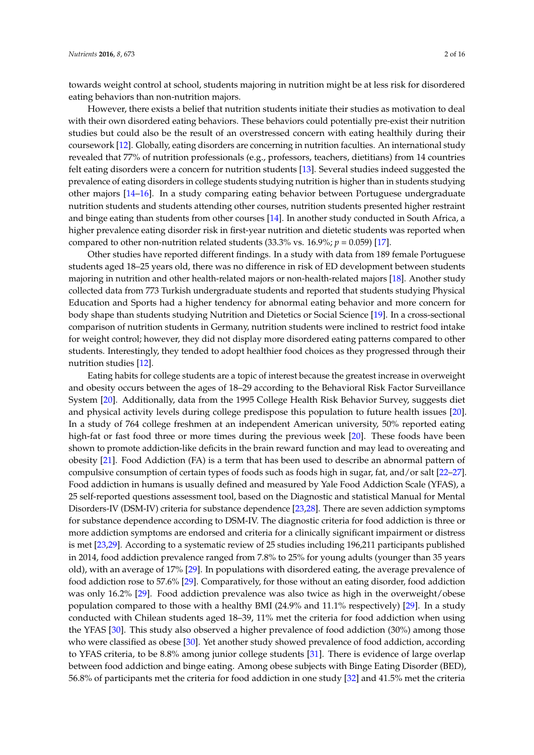towards weight control at school, students majoring in nutrition might be at less risk for disordered eating behaviors than non-nutrition majors.

However, there exists a belief that nutrition students initiate their studies as motivation to deal with their own disordered eating behaviors. These behaviors could potentially pre-exist their nutrition studies but could also be the result of an overstressed concern with eating healthily during their coursework [12]. Globally, eating disorders are concerning in nutrition faculties. An international study revealed that 77% of nutrition professionals (e.g., professors, teachers, dietitians) from 14 countries felt eating disorders were a concern for nutrition students [13]. Several studies indeed suggested the prevalence of eating disorders in college students studying nutrition is higher than in students studying other majors [14–16]. In a study comparing eating behavior between Portuguese undergraduate nutrition students and students attending other courses, nutrition students presented higher restraint and binge eating than students from other courses [14]. In another study conducted in South Africa, a higher prevalence eating disorder risk in first-year nutrition and dietetic students was reported when compared to other non-nutrition related students (33.3% vs. 16.9%; $p = 0.059$) [17].

Other studies have reported different findings. In a study with data from 189 female Portuguese students aged 18–25 years old, there was no difference in risk of ED development between students majoring in nutrition and other health-related majors or non-health-related majors [18]. Another study collected data from 773 Turkish undergraduate students and reported that students studying Physical Education and Sports had a higher tendency for abnormal eating behavior and more concern for body shape than students studying Nutrition and Dietetics or Social Science [19]. In a cross-sectional comparison of nutrition students in Germany, nutrition students were inclined to restrict food intake for weight control; however, they did not display more disordered eating patterns compared to other students. Interestingly, they tended to adopt healthier food choices as they progressed through their nutrition studies [12].

Eating habits for college students are a topic of interest because the greatest increase in overweight and obesity occurs between the ages of 18–29 according to the Behavioral Risk Factor Surveillance System [20]. Additionally, data from the 1995 College Health Risk Behavior Survey, suggests diet and physical activity levels during college predispose this population to future health issues [20]. In a study of 764 college freshmen at an independent American university, 50% reported eating high-fat or fast food three or more times during the previous week [20]. These foods have been shown to promote addiction-like deficits in the brain reward function and may lead to overeating and obesity [21]. Food Addiction (FA) is a term that has been used to describe an abnormal pattern of compulsive consumption of certain types of foods such as foods high in sugar, fat, and/or salt [22–27]. Food addiction in humans is usually defined and measured by Yale Food Addiction Scale (YFAS), a 25 self-reported questions assessment tool, based on the Diagnostic and statistical Manual for Mental Disorders-IV (DSM-IV) criteria for substance dependence [23,28]. There are seven addiction symptoms for substance dependence according to DSM-IV. The diagnostic criteria for food addiction is three or more addiction symptoms are endorsed and criteria for a clinically significant impairment or distress is met [23,29]. According to a systematic review of 25 studies including 196,211 participants published in 2014, food addiction prevalence ranged from 7.8% to 25% for young adults (younger than 35 years old), with an average of 17% [29]. In populations with disordered eating, the average prevalence of food addiction rose to 57.6% [29]. Comparatively, for those without an eating disorder, food addiction was only 16.2% [29]. Food addiction prevalence was also twice as high in the overweight/obese population compared to those with a healthy BMI (24.9% and 11.1% respectively) [29]. In a study conducted with Chilean students aged 18–39, 11% met the criteria for food addiction when using the YFAS [30]. This study also observed a higher prevalence of food addiction (30%) among those who were classified as obese [30]. Yet another study showed prevalence of food addiction, according to YFAS criteria, to be 8.8% among junior college students [31]. There is evidence of large overlap between food addiction and binge eating. Among obese subjects with Binge Eating Disorder (BED), 56.8% of participants met the criteria for food addiction in one study [32] and 41.5% met the criteria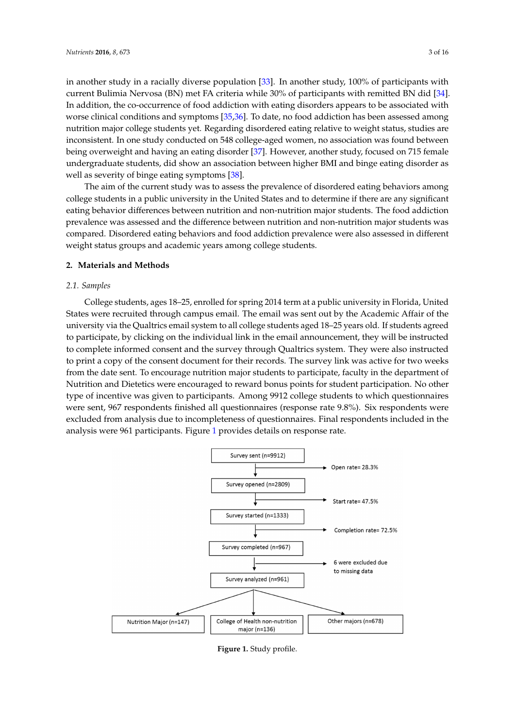in another study in a racially diverse population [33]. In another study, 100% of participants with current Bulimia Nervosa (BN) met FA criteria while 30% of participants with remitted BN did [34]. In addition, the co-occurrence of food addiction with eating disorders appears to be associated with worse clinical conditions and symptoms [35,36]. To date, no food addiction has been assessed among nutrition major college students yet. Regarding disordered eating relative to weight status, studies are inconsistent. In one study conducted on 548 college-aged women, no association was found between being overweight and having an eating disorder [37]. However, another study, focused on 715 female undergraduate students, did show an association between higher BMI and binge eating disorder as well as severity of binge eating symptoms [38].

The aim of the current study was to assess the prevalence of disordered eating behaviors among college students in a public university in the United States and to determine if there are any significant eating behavior differences between nutrition and non-nutrition major students. The food addiction prevalence was assessed and the difference between nutrition and non-nutrition major students was compared. Disordered eating behaviors and food addiction prevalence were also assessed in different weight status groups and academic years among college students.

## 2. Materials and Methods

### 2.1. Samples

College students, ages 18–25, enrolled for spring 2014 term at a public university in Florida, United States were recruited through campus email. The email was sent out by the Academic Affair of the university via the Qualtrics email system to all college students aged 18–25 years old. If students agreed to participate, by clicking on the individual link in the email announcement, they will be instructed to complete informed consent and the survey through Qualtrics system. They were also instructed to print a copy of the consent document for their records. The survey link was active for two weeks from the date sent. To encourage nutrition major students to participate, faculty in the department of Nutrition and Dietetics were encouraged to reward bonus points for student participation. No other type of incentive was given to participants. Among 9912 college students to which questionnaires were sent, 967 respondents finished all questionnaires (response rate 9.8%). Six respondents were excluded from analysis due to incompleteness of questionnaires. Final respondents included in the analysis were 961 participants. Figure 1 provides details on response rate.

Survey sent (n=9912) → Open rate= 28.3%

Survey opened (n=2809) → Start rate= 47.5%

Survey started (n=1333) → Completion rate= 72.5%

Survey completed (n=967) → 6 were excluded due to missing data

Survey analyzed (n=961)

Nutrition Major (n=147) | College of Health non-nutrition major (n=136) | Other majors (n=678)

**Figure 1.** Study profile.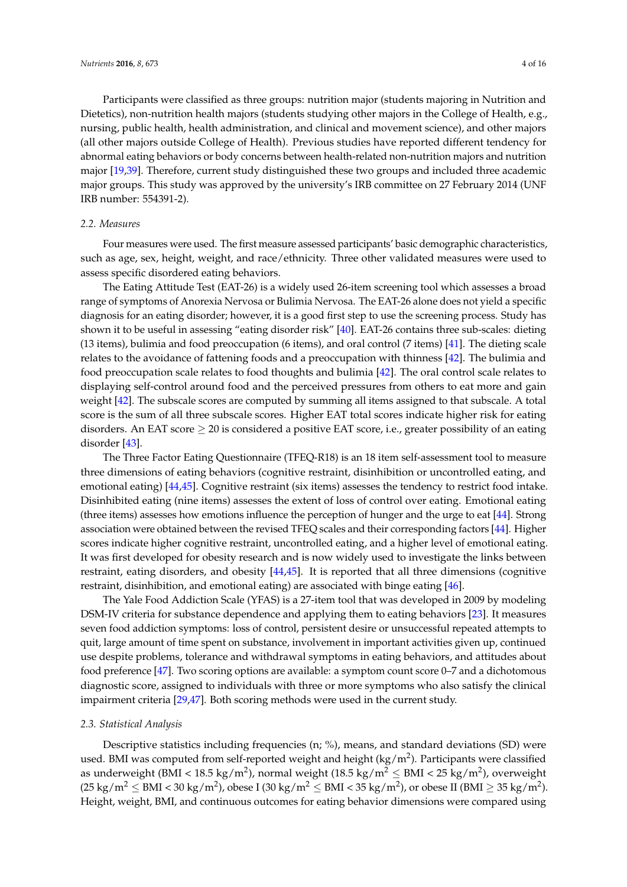Participants were classified as three groups: nutrition major (students majoring in Nutrition and Dietetics), non-nutrition health majors (students studying other majors in the College of Health, e.g., nursing, public health, health administration, and clinical and movement science), and other majors (all other majors outside College of Health). Previous studies have reported different tendency for abnormal eating behaviors or body concerns between health-related non-nutrition majors and nutrition major [19,39]. Therefore, current study distinguished these two groups and included three academic major groups. This study was approved by the university's IRB committee on 27 February 2014 (UNF IRB number: 554391-2).

### 2.2. Measures

Four measures were used. The first measure assessed participants' basic demographic characteristics, such as age, sex, height, weight, and race/ethnicity. Three other validated measures were used to assess specific disordered eating behaviors.

The Eating Attitude Test (EAT-26) is a widely used 26-item screening tool which assesses a broad range of symptoms of Anorexia Nervosa or Bulimia Nervosa. The EAT-26 alone does not yield a specific diagnosis for an eating disorder; however, it is a good first step to use the screening process. Study has shown it to be useful in assessing "eating disorder risk" [40]. EAT-26 contains three sub-scales: dieting (13 items), bulimia and food preoccupation (6 items), and oral control (7 items) [41]. The dieting scale relates to the avoidance of fattening foods and a preoccupation with thinness [42]. The bulimia and food preoccupation scale relates to food thoughts and bulimia [42]. The oral control scale relates to displaying self-control around food and the perceived pressures from others to eat more and gain weight [42]. The subscale scores are computed by summing all items assigned to that subscale. A total score is the sum of all three subscale scores. Higher EAT total scores indicate higher risk for eating disorders. An EAT score $\geq 20$ is considered a positive EAT score, i.e., greater possibility of an eating disorder [43].

The Three Factor Eating Questionnaire (TFEQ-R18) is an 18 item self-assessment tool to measure three dimensions of eating behaviors (cognitive restraint, disinhibition or uncontrolled eating, and emotional eating) [44,45]. Cognitive restraint (six items) assesses the tendency to restrict food intake. Disinhibited eating (nine items) assesses the extent of loss of control over eating. Emotional eating (three items) assesses how emotions influence the perception of hunger and the urge to eat [44]. Strong association were obtained between the revised TFEQ scales and their corresponding factors [44]. Higher scores indicate higher cognitive restraint, uncontrolled eating, and a higher level of emotional eating. It was first developed for obesity research and is now widely used to investigate the links between restraint, eating disorders, and obesity [44,45]. It is reported that all three dimensions (cognitive restraint, disinhibition, and emotional eating) are associated with binge eating [46].

The Yale Food Addiction Scale (YFAS) is a 27-item tool that was developed in 2009 by modeling DSM-IV criteria for substance dependence and applying them to eating behaviors [23]. It measures seven food addiction symptoms: loss of control, persistent desire or unsuccessful repeated attempts to quit, large amount of time spent on substance, involvement in important activities given up, continued use despite problems, tolerance and withdrawal symptoms in eating behaviors, and attitudes about food preference [47]. Two scoring options are available: a symptom count score 0–7 and a dichotomous diagnostic score, assigned to individuals with three or more symptoms who also satisfy the clinical impairment criteria [29,47]. Both scoring methods were used in the current study.

### 2.3. Statistical Analysis

Descriptive statistics including frequencies (n; %), means, and standard deviations (SD) were used. BMI was computed from self-reported weight and height (kg/m$^2$). Participants were classified as underweight (BMI < 18.5 kg/m$^2$), normal weight (18.5 kg/m$^2$ $\leq$ BMI < 25 kg/m$^2$), overweight (25 kg/m$^2$ $\leq$ BMI < 30 kg/m$^2$), obese I (30 kg/m$^2$ $\leq$ BMI < 35 kg/m$^2$), or obese II (BMI $\geq$ 35 kg/m$^2$). Height, weight, BMI, and continuous outcomes for eating behavior dimensions were compared using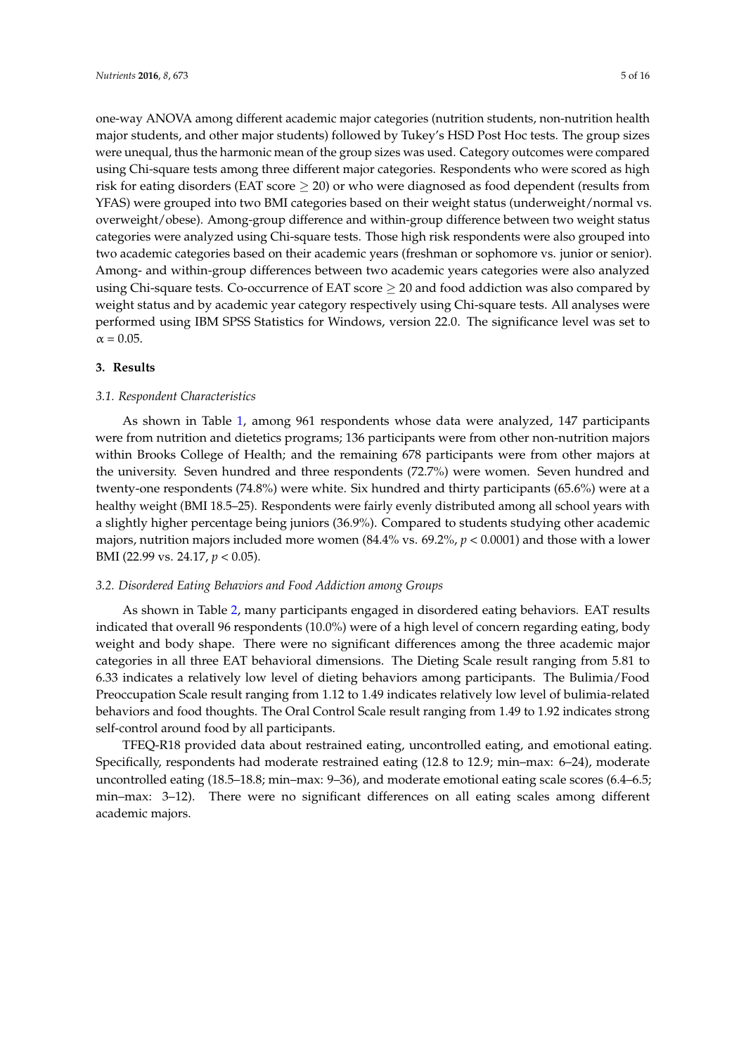one-way ANOVA among different academic major categories (nutrition students, non-nutrition health major students, and other major students) followed by Tukey's HSD Post Hoc tests. The group sizes were unequal, thus the harmonic mean of the group sizes was used. Category outcomes were compared using Chi-square tests among three different major categories. Respondents who were scored as high risk for eating disorders (EAT score $\geq$ 20) or who were diagnosed as food dependent (results from YFAS) were grouped into two BMI categories based on their weight status (underweight/normal vs. overweight/obese). Among-group difference and within-group difference between two weight status categories were analyzed using Chi-square tests. Those high risk respondents were also grouped into two academic categories based on their academic years (freshman or sophomore vs. junior or senior). Among- and within-group differences between two academic years categories were also analyzed using Chi-square tests. Co-occurrence of EAT score $\geq$ 20 and food addiction was also compared by weight status and by academic year category respectively using Chi-square tests. All analyses were performed using IBM SPSS Statistics for Windows, version 22.0. The significance level was set to $\alpha = 0.05$.

## 3. Results

### *3.1. Respondent Characteristics*

As shown in Table 1, among 961 respondents whose data were analyzed, 147 participants were from nutrition and dietetics programs; 136 participants were from other non-nutrition majors within Brooks College of Health; and the remaining 678 participants were from other majors at the university. Seven hundred and three respondents (72.7%) were women. Seven hundred and twenty-one respondents (74.8%) were white. Six hundred and thirty participants (65.6%) were at a healthy weight (BMI 18.5–25). Respondents were fairly evenly distributed among all school years with a slightly higher percentage being juniors (36.9%). Compared to students studying other academic majors, nutrition majors included more women (84.4% vs. 69.2%, $p < 0.0001$) and those with a lower BMI (22.99 vs. 24.17, $p < 0.05$).

### *3.2. Disordered Eating Behaviors and Food Addiction among Groups*

As shown in Table 2, many participants engaged in disordered eating behaviors. EAT results indicated that overall 96 respondents (10.0%) were of a high level of concern regarding eating, body weight and body shape. There were no significant differences among the three academic major categories in all three EAT behavioral dimensions. The Dieting Scale result ranging from 5.81 to 6.33 indicates a relatively low level of dieting behaviors among participants. The Bulimia/Food Preoccupation Scale result ranging from 1.12 to 1.49 indicates relatively low level of bulimia-related behaviors and food thoughts. The Oral Control Scale result ranging from 1.49 to 1.92 indicates strong self-control around food by all participants.

TFEQ-R18 provided data about restrained eating, uncontrolled eating, and emotional eating. Specifically, respondents had moderate restrained eating (12.8 to 12.9; min–max: 6–24), moderate uncontrolled eating (18.5–18.8; min–max: 9–36), and moderate emotional eating scale scores (6.4–6.5; min–max: 3–12). There were no significant differences on all eating scales among different academic majors.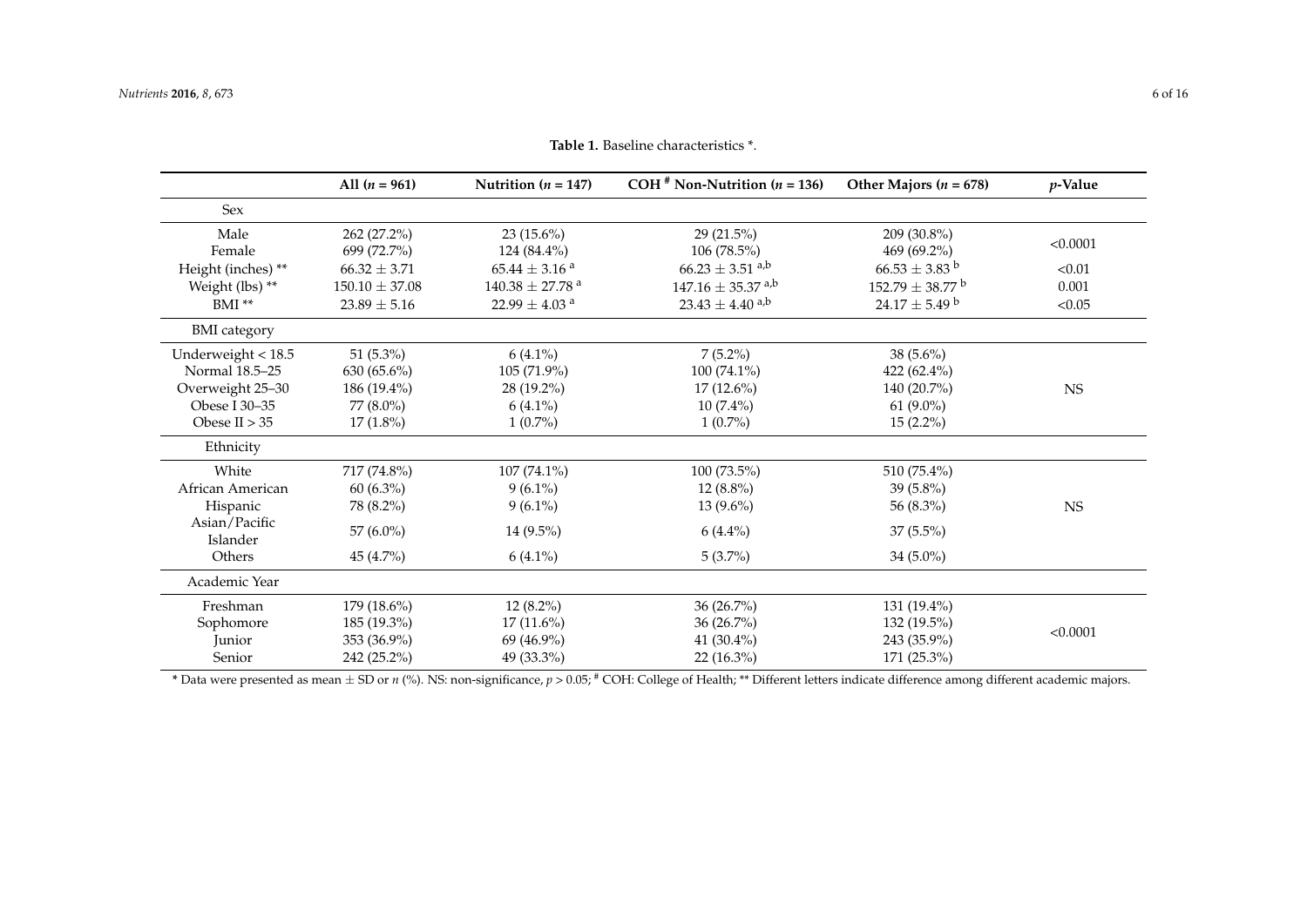**Table 1.** Baseline characteristics *.

| | All ($n$ = 961) | Nutrition ($n$ = 147) | COH # Non-Nutrition ($n$ = 136) | Other Majors ($n$ = 678) | $p$-Value |
|---|---|---|---|---|---|
| Sex | | | | | |
| Male | 262 (27.2%) | 23 (15.6%) | 29 (21.5%) | 209 (30.8%) | <0.0001 |
| Female | 699 (72.7%) | 124 (84.4%) | 106 (78.5%) | 469 (69.2%) | |
| Height (inches) ** | 66.32 ± 3.71 | 65.44 ± 3.16 $^{a}$ | 66.23 ± 3.51 $^{a,b}$ | 66.53 ± 3.83 $^{b}$ | <0.01 |
| Weight (lbs) ** | 150.10 ± 37.08 | 140.38 ± 27.78 $^{a}$ | 147.16 ± 35.37 $^{a,b}$ | 152.79 ± 38.77 $^{b}$ | 0.001 |
| BMI ** | 23.89 ± 5.16 | 22.99 ± 4.03 $^{a}$ | 23.43 ± 4.40 $^{a,b}$ | 24.17 ± 5.49 $^{b}$ | <0.05 |
| BMI category | | | | | |
| Underweight < 18.5 | 51 (5.3%) | 6 (4.1%) | 7 (5.2%) | 38 (5.6%) | NS |
| Normal 18.5–25 | 630 (65.6%) | 105 (71.9%) | 100 (74.1%) | 422 (62.4%) | |
| Overweight 25–30 | 186 (19.4%) | 28 (19.2%) | 17 (12.6%) | 140 (20.7%) | |
| Obese I 30–35 | 77 (8.0%) | 6 (4.1%) | 10 (7.4%) | 61 (9.0%) | |
| Obese II > 35 | 17 (1.8%) | 1 (0.7%) | 1 (0.7%) | 15 (2.2%) | |
| Ethnicity | | | | | |
| White | 717 (74.8%) | 107 (74.1%) | 100 (73.5%) | 510 (75.4%) | NS |
| African American | 60 (6.3%) | 9 (6.1%) | 12 (8.8%) | 39 (5.8%) | |
| Hispanic | 78 (8.2%) | 9 (6.1%) | 13 (9.6%) | 56 (8.3%) | |
| Asian/Pacific Islander | 57 (6.0%) | 14 (9.5%) | 6 (4.4%) | 37 (5.5%) | |
| Others | 45 (4.7%) | 6 (4.1%) | 5 (3.7%) | 34 (5.0%) | |
| Academic Year | | | | | |
| Freshman | 179 (18.6%) | 12 (8.2%) | 36 (26.7%) | 131 (19.4%) | <0.0001 |
| Sophomore | 185 (19.3%) | 17 (11.6%) | 36 (26.7%) | 132 (19.5%) | |
| Junior | 353 (36.9%) | 69 (46.9%) | 41 (30.4%) | 243 (35.9%) | |
| Senior | 242 (25.2%) | 49 (33.3%) | 22 (16.3%) | 171 (25.3%) | |

* Data were presented as mean ± SD or $n$ (%). NS: non-significance, $p$ > 0.05; # COH: College of Health; ** Different letters indicate difference among different academic majors.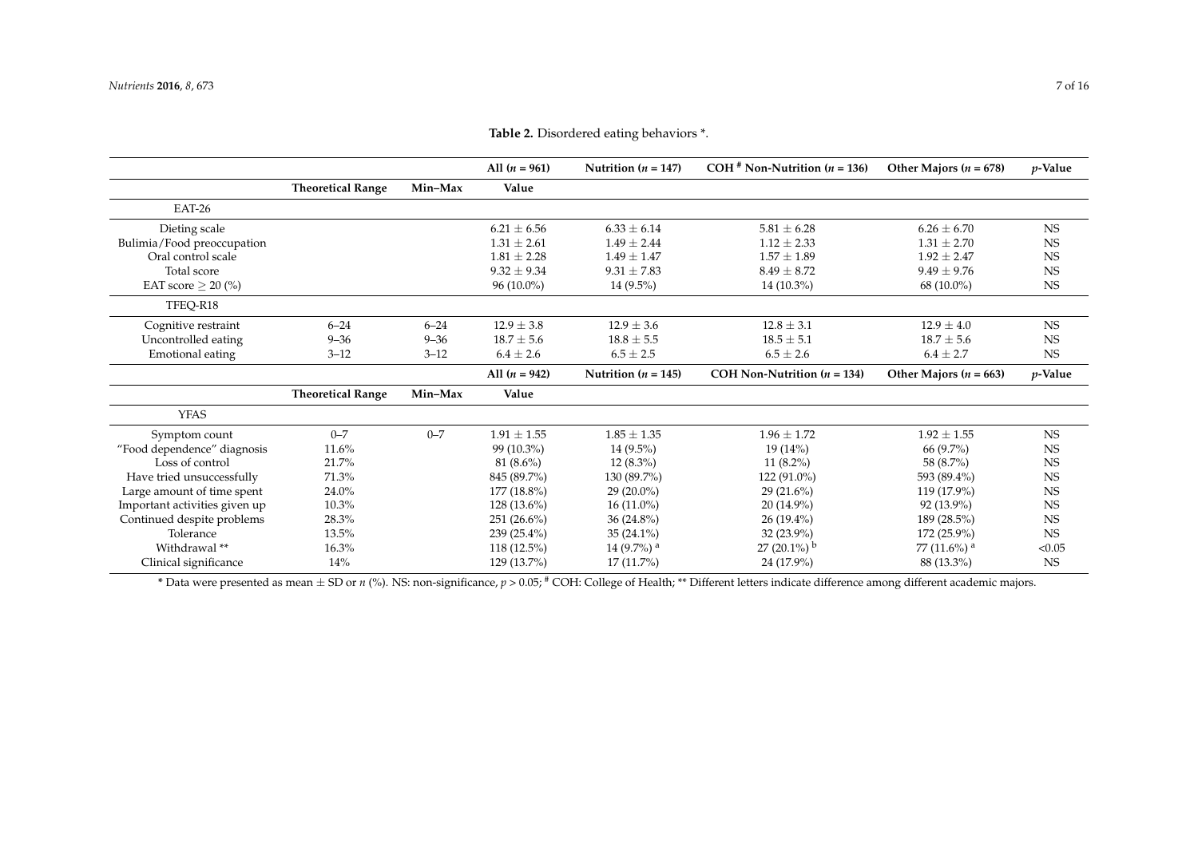**Table 2.** Disordered eating behaviors *.

| | | | All ($n$ = 961) | Nutrition ($n$ = 147) | COH [#] Non-Nutrition ($n$ = 136) | Other Majors ($n$ = 678) | $p$-Value |
|---|---|---|---|---|---|---|---|
| | **Theoretical Range** | **Min–Max** | **Value** | | | | |
| EAT-26 | | | | | | | |
| Dieting scale | | | 6.21 ± 6.56 | 6.33 ± 6.14 | 5.81 ± 6.28 | 6.26 ± 6.70 | NS |
| Bulimia/Food preoccupation | | | 1.31 ± 2.61 | 1.49 ± 2.44 | 1.12 ± 2.33 | 1.31 ± 2.70 | NS |
| Oral control scale | | | 1.81 ± 2.28 | 1.49 ± 1.47 | 1.57 ± 1.89 | 1.92 ± 2.47 | NS |
| Total score | | | 9.32 ± 9.34 | 9.31 ± 7.83 | 8.49 ± 8.72 | 9.49 ± 9.76 | NS |
| EAT score ≥ 20 (%) | | | 96 (10.0%) | 14 (9.5%) | 14 (10.3%) | 68 (10.0%) | NS |
| TFEQ-R18 | | | | | | | |
| Cognitive restraint | 6–24 | 6–24 | 12.9 ± 3.8 | 12.9 ± 3.6 | 12.8 ± 3.1 | 12.9 ± 4.0 | NS |
| Uncontrolled eating | 9–36 | 9–36 | 18.7 ± 5.6 | 18.8 ± 5.5 | 18.5 ± 5.1 | 18.7 ± 5.6 | NS |
| Emotional eating | 3–12 | 3–12 | 6.4 ± 2.6 | 6.5 ± 2.5 | 6.5 ± 2.6 | 6.4 ± 2.7 | NS |
| | | | **All ($n$ = 942)** | **Nutrition ($n$ = 145)** | **COH Non-Nutrition ($n$ = 134)** | **Other Majors ($n$ = 663)** | **$p$-Value** |
| | **Theoretical Range** | **Min–Max** | **Value** | | | | |
| YFAS | | | | | | | |
| Symptom count | 0–7 | 0–7 | 1.91 ± 1.55 | 1.85 ± 1.35 | 1.96 ± 1.72 | 1.92 ± 1.55 | NS |
| "Food dependence" diagnosis | 11.6% | | 99 (10.3%) | 14 (9.5%) | 19 (14%) | 66 (9.7%) | NS |
| Loss of control | 21.7% | | 81 (8.6%) | 12 (8.3%) | 11 (8.2%) | 58 (8.7%) | NS |
| Have tried unsuccessfully | 71.3% | | 845 (89.7%) | 130 (89.7%) | 122 (91.0%) | 593 (89.4%) | NS |
| Large amount of time spent | 24.0% | | 177 (18.8%) | 29 (20.0%) | 29 (21.6%) | 119 (17.9%) | NS |
| Important activities given up | 10.3% | | 128 (13.6%) | 16 (11.0%) | 20 (14.9%) | 92 (13.9%) | NS |
| Continued despite problems | 28.3% | | 251 (26.6%) | 36 (24.8%) | 26 (19.4%) | 189 (28.5%) | NS |
| Tolerance | 13.5% | | 239 (25.4%) | 35 (24.1%) | 32 (23.9%) | 172 (25.9%) | NS |
| Withdrawal ** | 16.3% | | 118 (12.5%) | 14 (9.7%) [a] | 27 (20.1%) [b] | 77 (11.6%) [a] | <0.05 |
| Clinical significance | 14% | | 129 (13.7%) | 17 (11.7%) | 24 (17.9%) | 88 (13.3%) | NS |

* Data were presented as mean ± SD or $n$ (%). NS: non-significance, $p > 0.05$; [#] COH: College of Health; ** Different letters indicate difference among different academic majors.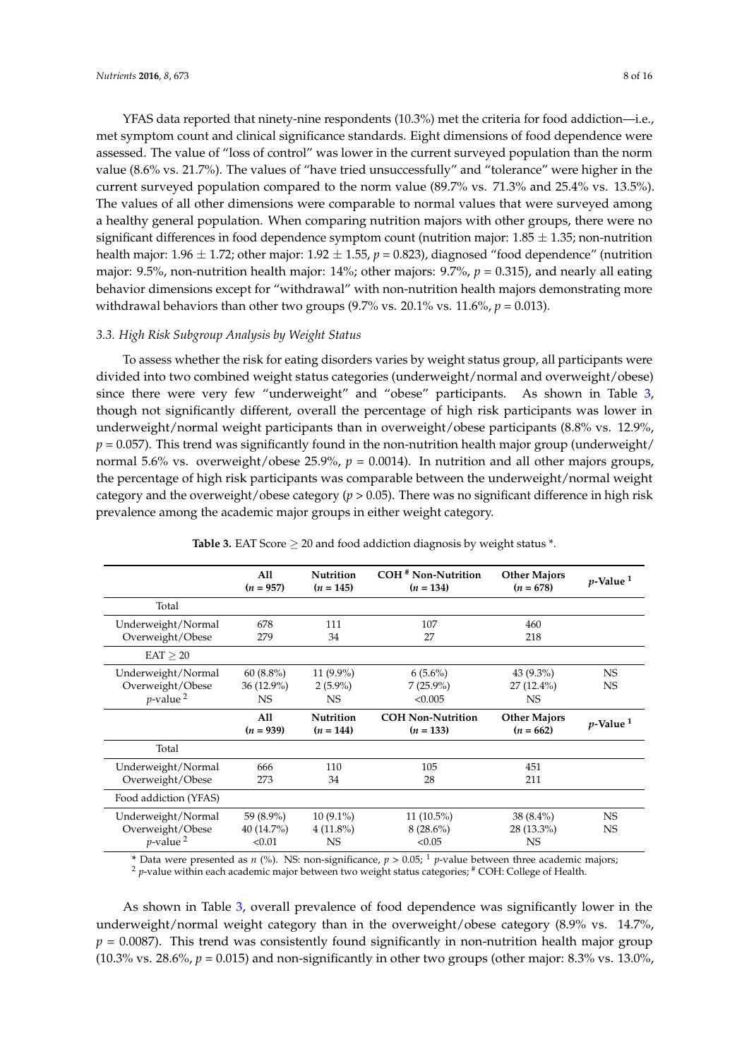YFAS data reported that ninety-nine respondents (10.3%) met the criteria for food addiction—i.e., met symptom count and clinical significance standards. Eight dimensions of food dependence were assessed. The value of "loss of control" was lower in the current surveyed population than the norm value (8.6% vs. 21.7%). The values of "have tried unsuccessfully" and "tolerance" were higher in the current surveyed population compared to the norm value (89.7% vs. 71.3% and 25.4% vs. 13.5%). The values of all other dimensions were comparable to normal values that were surveyed among a healthy general population. When comparing nutrition majors with other groups, there were no significant differences in food dependence symptom count (nutrition major: 1.85 ± 1.35; non-nutrition health major: 1.96 ± 1.72; other major: 1.92 ± 1.55, $p = 0.823$), diagnosed "food dependence" (nutrition major: 9.5%, non-nutrition health major: 14%; other majors: 9.7%, $p = 0.315$), and nearly all eating behavior dimensions except for "withdrawal" with non-nutrition health majors demonstrating more withdrawal behaviors than other two groups (9.7% vs. 20.1% vs. 11.6%, $p = 0.013$).

### 3.3. High Risk Subgroup Analysis by Weight Status

To assess whether the risk for eating disorders varies by weight status group, all participants were divided into two combined weight status categories (underweight/normal and overweight/obese) since there were very few "underweight" and "obese" participants. As shown in Table 3, though not significantly different, overall the percentage of high risk participants was lower in underweight/normal weight participants than in overweight/obese participants (8.8% vs. 12.9%, $p = 0.057$). This trend was significantly found in the non-nutrition health major group (underweight/normal 5.6% vs. overweight/obese 25.9%, $p = 0.0014$). In nutrition and all other majors groups, the percentage of high risk participants was comparable between the underweight/normal weight category and the overweight/obese category ($p > 0.05$). There was no significant difference in high risk prevalence among the academic major groups in either weight category.

**Table 3.** EAT Score ≥ 20 and food addiction diagnosis by weight status *.

| | All (n = 957) | Nutrition (n = 145) | COH # Non-Nutrition (n = 134) | Other Majors (n = 678) | p-Value [1] |
|---|---|---|---|---|---|
| Total | | | | | |
| Underweight/Normal | 678 | 111 | 107 | 460 | |
| Overweight/Obese | 279 | 34 | 27 | 218 | |
| EAT ≥ 20 | | | | | |
| Underweight/Normal | 60 (8.8%) | 11 (9.9%) | 6 (5.6%) | 43 (9.3%) | NS |
| Overweight/Obese | 36 (12.9%) | 2 (5.9%) | 7 (25.9%) | 27 (12.4%) | NS |
| p-value [2] | NS | NS | <0.005 | NS | |
| | **All (n = 939)** | **Nutrition (n = 144)** | **COH Non-Nutrition (n = 133)** | **Other Majors (n = 662)** | **p-Value [1]** |
| Total | | | | | |
| Underweight/Normal | 666 | 110 | 105 | 451 | |
| Overweight/Obese | 273 | 34 | 28 | 211 | |
| Food addiction (YFAS) | | | | | |
| Underweight/Normal | 59 (8.9%) | 10 (9.1%) | 11 (10.5%) | 38 (8.4%) | NS |
| Overweight/Obese | 40 (14.7%) | 4 (11.8%) | 8 (28.6%) | 28 (13.3%) | NS |
| p-value [2] | <0.01 | NS | <0.05 | NS | |

* Data were presented as n (%). NS: non-significance, $p > 0.05$; [1] p-value between three academic majors; [2] p-value within each academic major between two weight status categories; # COH: College of Health.

As shown in Table 3, overall prevalence of food dependence was significantly lower in the underweight/normal weight category than in the overweight/obese category (8.9% vs. 14.7%, $p = 0.0087$). This trend was consistently found significantly in non-nutrition health major group (10.3% vs. 28.6%, $p = 0.015$) and non-significantly in other two groups (other major: 8.3% vs. 13.0%,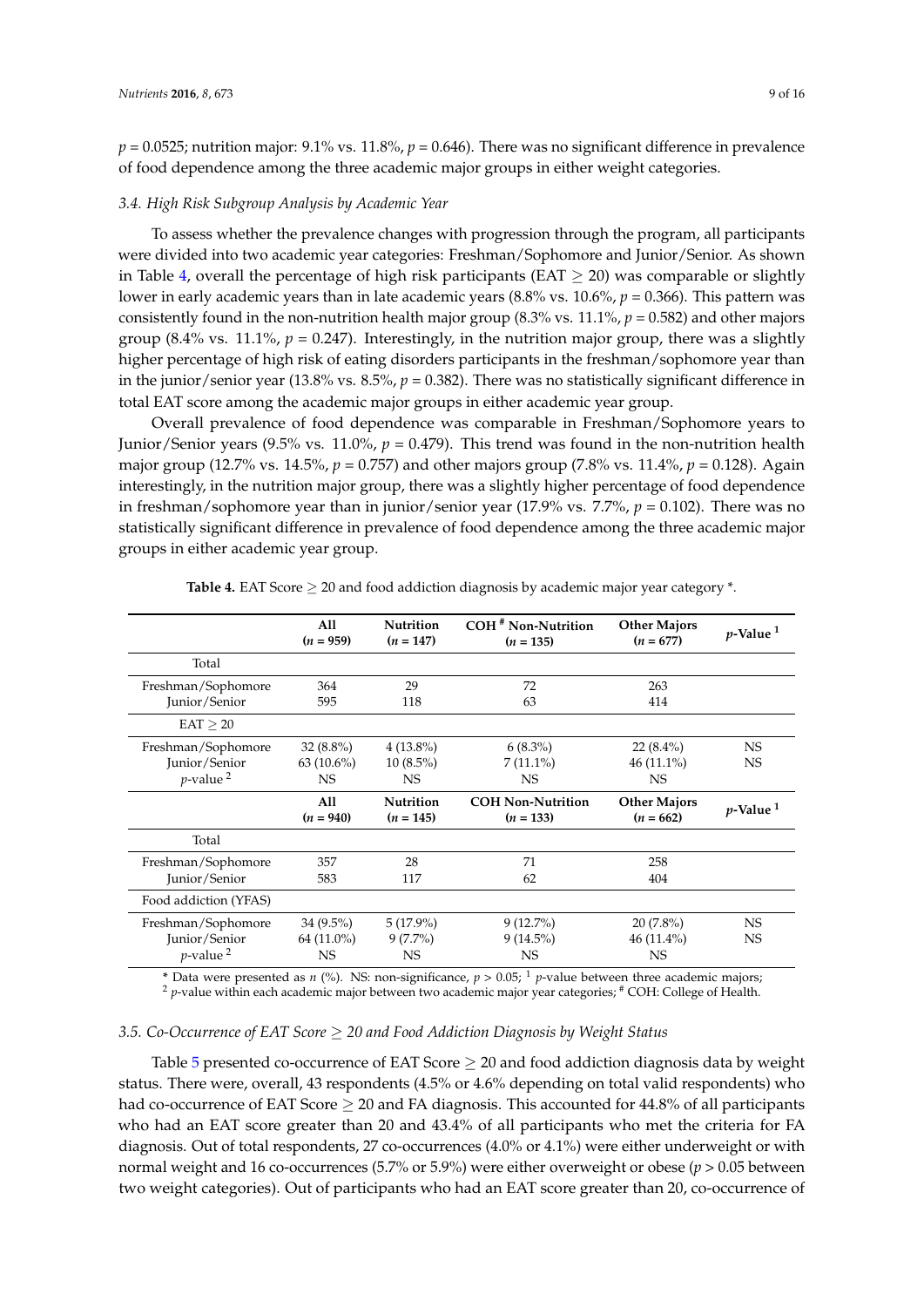$p = 0.0525$; nutrition major: 9.1% vs. 11.8%, $p = 0.646$). There was no significant difference in prevalence of food dependence among the three academic major groups in either weight categories.

### 3.4. High Risk Subgroup Analysis by Academic Year

To assess whether the prevalence changes with progression through the program, all participants were divided into two academic year categories: Freshman/Sophomore and Junior/Senior. As shown in Table 4, overall the percentage of high risk participants (EAT $\geq$ 20) was comparable or slightly lower in early academic years than in late academic years (8.8% vs. 10.6%, $p = 0.366$). This pattern was consistently found in the non-nutrition health major group (8.3% vs. 11.1%, $p = 0.582$) and other majors group (8.4% vs. 11.1%, $p = 0.247$). Interestingly, in the nutrition major group, there was a slightly higher percentage of high risk of eating disorders participants in the freshman/sophomore year than in the junior/senior year (13.8% vs. 8.5%, $p = 0.382$). There was no statistically significant difference in total EAT score among the academic major groups in either academic year group.

Overall prevalence of food dependence was comparable in Freshman/Sophomore years to Junior/Senior years (9.5% vs. 11.0%, $p = 0.479$). This trend was found in the non-nutrition health major group (12.7% vs. 14.5%, $p = 0.757$) and other majors group (7.8% vs. 11.4%, $p = 0.128$). Again interestingly, in the nutrition major group, there was a slightly higher percentage of food dependence in freshman/sophomore year than in junior/senior year (17.9% vs. 7.7%, $p = 0.102$). There was no statistically significant difference in prevalence of food dependence among the three academic major groups in either academic year group.

**Table 4.** EAT Score $\geq$ 20 and food addiction diagnosis by academic major year category *.

| | All ($n$ = 959) | Nutrition ($n$ = 147) | COH [#] Non-Nutrition ($n$ = 135) | Other Majors ($n$ = 677) | $p$-Value [1] |
|---|---|---|---|---|---|
| Total | | | | | |
| Freshman/Sophomore | 364 | 29 | 72 | 263 | |
| Junior/Senior | 595 | 118 | 63 | 414 | |
| EAT $\geq$ 20 | | | | | |
| Freshman/Sophomore | 32 (8.8%) | 4 (13.8%) | 6 (8.3%) | 22 (8.4%) | NS |
| Junior/Senior | 63 (10.6%) | 10 (8.5%) | 7 (11.1%) | 46 (11.1%) | NS |
| $p$-value [2] | NS | NS | NS | NS | |
| | **All ($n$ = 940)** | **Nutrition ($n$ = 145)** | **COH Non-Nutrition ($n$ = 133)** | **Other Majors ($n$ = 662)** | **$p$-Value [1]** |
| Total | | | | | |
| Freshman/Sophomore | 357 | 28 | 71 | 258 | |
| Junior/Senior | 583 | 117 | 62 | 404 | |
| Food addiction (YFAS) | | | | | |
| Freshman/Sophomore | 34 (9.5%) | 5 (17.9%) | 9 (12.7%) | 20 (7.8%) | NS |
| Junior/Senior | 64 (11.0%) | 9 (7.7%) | 9 (14.5%) | 46 (11.4%) | NS |
| $p$-value [2] | NS | NS | NS | NS | |

* Data were presented as $n$ (%). NS: non-significance, $p > 0.05$; [1] $p$-value between three academic majors; [2] $p$-value within each academic major between two academic major year categories; [#] COH: College of Health.

### 3.5. Co-Occurrence of EAT Score $\geq$ 20 and Food Addiction Diagnosis by Weight Status

Table 5 presented co-occurrence of EAT Score $\geq$ 20 and food addiction diagnosis data by weight status. There were, overall, 43 respondents (4.5% or 4.6% depending on total valid respondents) who had co-occurrence of EAT Score $\geq$ 20 and FA diagnosis. This accounted for 44.8% of all participants who had an EAT score greater than 20 and 43.4% of all participants who met the criteria for FA diagnosis. Out of total respondents, 27 co-occurrences (4.0% or 4.1%) were either underweight or with normal weight and 16 co-occurrences (5.7% or 5.9%) were either overweight or obese ($p > 0.05$ between two weight categories). Out of participants who had an EAT score greater than 20, co-occurrence of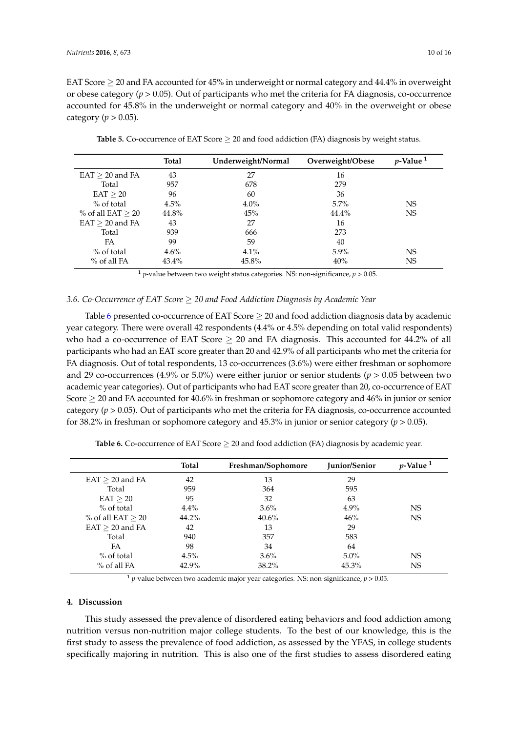EAT Score ≥ 20 and FA accounted for 45% in underweight or normal category and 44.4% in overweight or obese category ($p > 0.05$). Out of participants who met the criteria for FA diagnosis, co-occurrence accounted for 45.8% in the underweight or normal category and 40% in the overweight or obese category ($p > 0.05$).

**Table 5.** Co-occurrence of EAT Score ≥ 20 and food addiction (FA) diagnosis by weight status.

| | Total | Underweight/Normal | Overweight/Obese | *p*-Value [1] |
|---|---|---|---|---|
| EAT ≥ 20 and FA | 43 | 27 | 16 | |
| Total | 957 | 678 | 279 | |
| EAT ≥ 20 | 96 | 60 | 36 | |
| % of total | 4.5% | 4.0% | 5.7% | NS |
| % of all EAT ≥ 20 | 44.8% | 45% | 44.4% | NS |
| EAT ≥ 20 and FA | 43 | 27 | 16 | |
| Total | 939 | 666 | 273 | |
| FA | 99 | 59 | 40 | |
| % of total | 4.6% | 4.1% | 5.9% | NS |
| % of all FA | 43.4% | 45.8% | 40% | NS |

[1] *p*-value between two weight status categories. NS: non-significance, $p > 0.05$.

### 3.6. Co-Occurrence of EAT Score ≥ 20 and Food Addiction Diagnosis by Academic Year

Table 6 presented co-occurrence of EAT Score ≥ 20 and food addiction diagnosis data by academic year category. There were overall 42 respondents (4.4% or 4.5% depending on total valid respondents) who had a co-occurrence of EAT Score ≥ 20 and FA diagnosis. This accounted for 44.2% of all participants who had an EAT score greater than 20 and 42.9% of all participants who met the criteria for FA diagnosis. Out of total respondents, 13 co-occurrences (3.6%) were either freshman or sophomore and 29 co-occurrences (4.9% or 5.0%) were either junior or senior students ($p > 0.05$ between two academic year categories). Out of participants who had EAT score greater than 20, co-occurrence of EAT Score ≥ 20 and FA accounted for 40.6% in freshman or sophomore category and 46% in junior or senior category ($p > 0.05$). Out of participants who met the criteria for FA diagnosis, co-occurrence accounted for 38.2% in freshman or sophomore category and 45.3% in junior or senior category ($p > 0.05$).

**Table 6.** Co-occurrence of EAT Score ≥ 20 and food addiction (FA) diagnosis by academic year.

| | Total | Freshman/Sophomore | Junior/Senior | *p*-Value [1] |
|---|---|---|---|---|
| EAT ≥ 20 and FA | 42 | 13 | 29 | |
| Total | 959 | 364 | 595 | |
| EAT ≥ 20 | 95 | 32 | 63 | |
| % of total | 4.4% | 3.6% | 4.9% | NS |
| % of all EAT ≥ 20 | 44.2% | 40.6% | 46% | NS |
| EAT ≥ 20 and FA | 42 | 13 | 29 | |
| Total | 940 | 357 | 583 | |
| FA | 98 | 34 | 64 | |
| % of total | 4.5% | 3.6% | 5.0% | NS |
| % of all FA | 42.9% | 38.2% | 45.3% | NS |

[1] *p*-value between two academic major year categories. NS: non-significance, $p > 0.05$.

## 4. Discussion

This study assessed the prevalence of disordered eating behaviors and food addiction among nutrition versus non-nutrition major college students. To the best of our knowledge, this is the first study to assess the prevalence of food addiction, as assessed by the YFAS, in college students specifically majoring in nutrition. This is also one of the first studies to assess disordered eating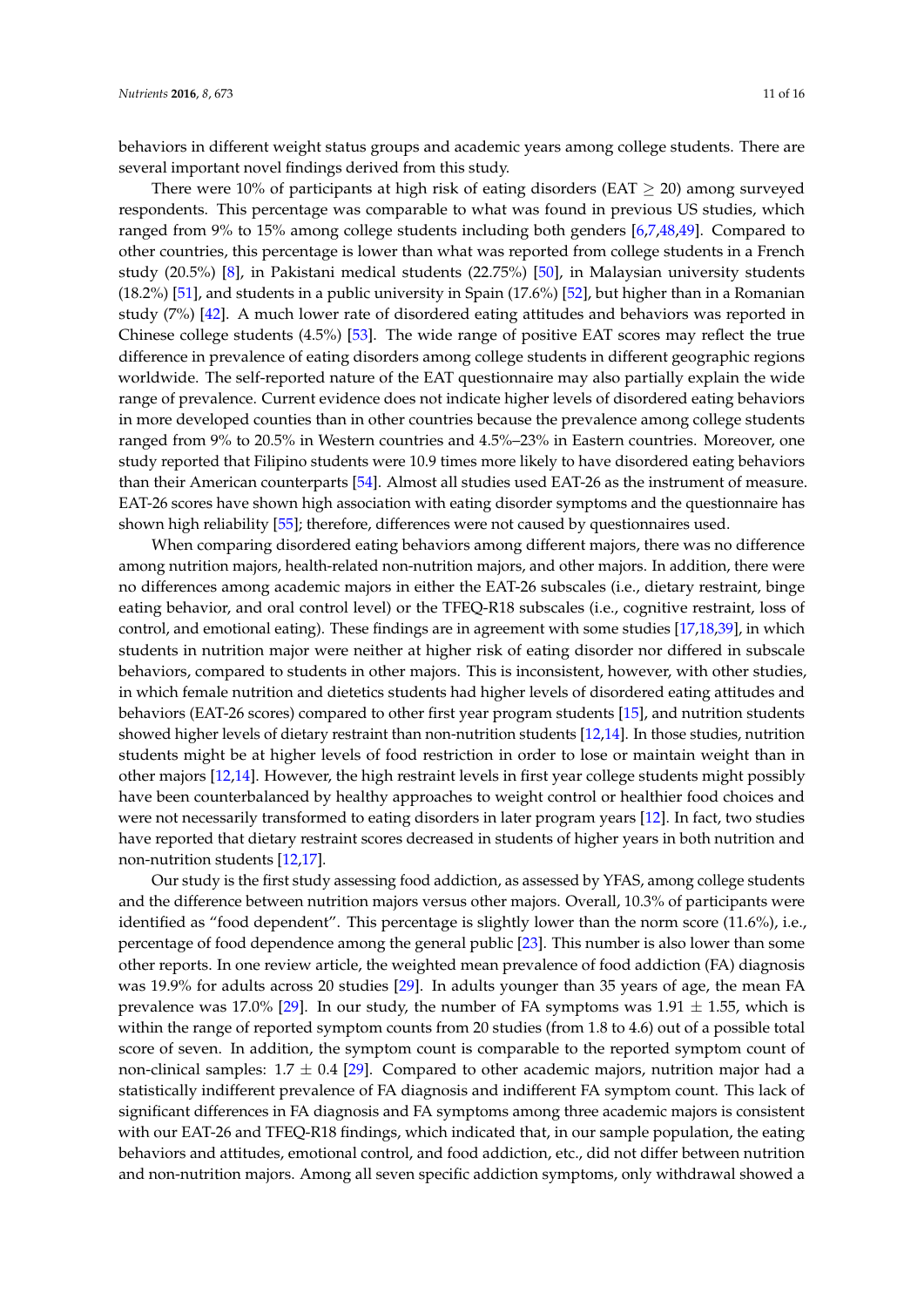behaviors in different weight status groups and academic years among college students. There are several important novel findings derived from this study.

There were 10% of participants at high risk of eating disorders (EAT $\geq$ 20) among surveyed respondents. This percentage was comparable to what was found in previous US studies, which ranged from 9% to 15% among college students including both genders [6,7,48,49]. Compared to other countries, this percentage is lower than what was reported from college students in a French study (20.5%) [8], in Pakistani medical students (22.75%) [50], in Malaysian university students (18.2%) [51], and students in a public university in Spain (17.6%) [52], but higher than in a Romanian study (7%) [42]. A much lower rate of disordered eating attitudes and behaviors was reported in Chinese college students (4.5%) [53]. The wide range of positive EAT scores may reflect the true difference in prevalence of eating disorders among college students in different geographic regions worldwide. The self-reported nature of the EAT questionnaire may also partially explain the wide range of prevalence. Current evidence does not indicate higher levels of disordered eating behaviors in more developed counties than in other countries because the prevalence among college students ranged from 9% to 20.5% in Western countries and 4.5%–23% in Eastern countries. Moreover, one study reported that Filipino students were 10.9 times more likely to have disordered eating behaviors than their American counterparts [54]. Almost all studies used EAT-26 as the instrument of measure. EAT-26 scores have shown high association with eating disorder symptoms and the questionnaire has shown high reliability [55]; therefore, differences were not caused by questionnaires used.

When comparing disordered eating behaviors among different majors, there was no difference among nutrition majors, health-related non-nutrition majors, and other majors. In addition, there were no differences among academic majors in either the EAT-26 subscales (i.e., dietary restraint, binge eating behavior, and oral control level) or the TFEQ-R18 subscales (i.e., cognitive restraint, loss of control, and emotional eating). These findings are in agreement with some studies [17,18,39], in which students in nutrition major were neither at higher risk of eating disorder nor differed in subscale behaviors, compared to students in other majors. This is inconsistent, however, with other studies, in which female nutrition and dietetics students had higher levels of disordered eating attitudes and behaviors (EAT-26 scores) compared to other first year program students [15], and nutrition students showed higher levels of dietary restraint than non-nutrition students [12,14]. In those studies, nutrition students might be at higher levels of food restriction in order to lose or maintain weight than in other majors [12,14]. However, the high restraint levels in first year college students might possibly have been counterbalanced by healthy approaches to weight control or healthier food choices and were not necessarily transformed to eating disorders in later program years [12]. In fact, two studies have reported that dietary restraint scores decreased in students of higher years in both nutrition and non-nutrition students [12,17].

Our study is the first study assessing food addiction, as assessed by YFAS, among college students and the difference between nutrition majors versus other majors. Overall, 10.3% of participants were identified as "food dependent". This percentage is slightly lower than the norm score (11.6%), i.e., percentage of food dependence among the general public [23]. This number is also lower than some other reports. In one review article, the weighted mean prevalence of food addiction (FA) diagnosis was 19.9% for adults across 20 studies [29]. In adults younger than 35 years of age, the mean FA prevalence was 17.0% [29]. In our study, the number of FA symptoms was $1.91 \pm 1.55$, which is within the range of reported symptom counts from 20 studies (from 1.8 to 4.6) out of a possible total score of seven. In addition, the symptom count is comparable to the reported symptom count of non-clinical samples: $1.7 \pm 0.4$ [29]. Compared to other academic majors, nutrition major had a statistically indifferent prevalence of FA diagnosis and indifferent FA symptom count. This lack of significant differences in FA diagnosis and FA symptoms among three academic majors is consistent with our EAT-26 and TFEQ-R18 findings, which indicated that, in our sample population, the eating behaviors and attitudes, emotional control, and food addiction, etc., did not differ between nutrition and non-nutrition majors. Among all seven specific addiction symptoms, only withdrawal showed a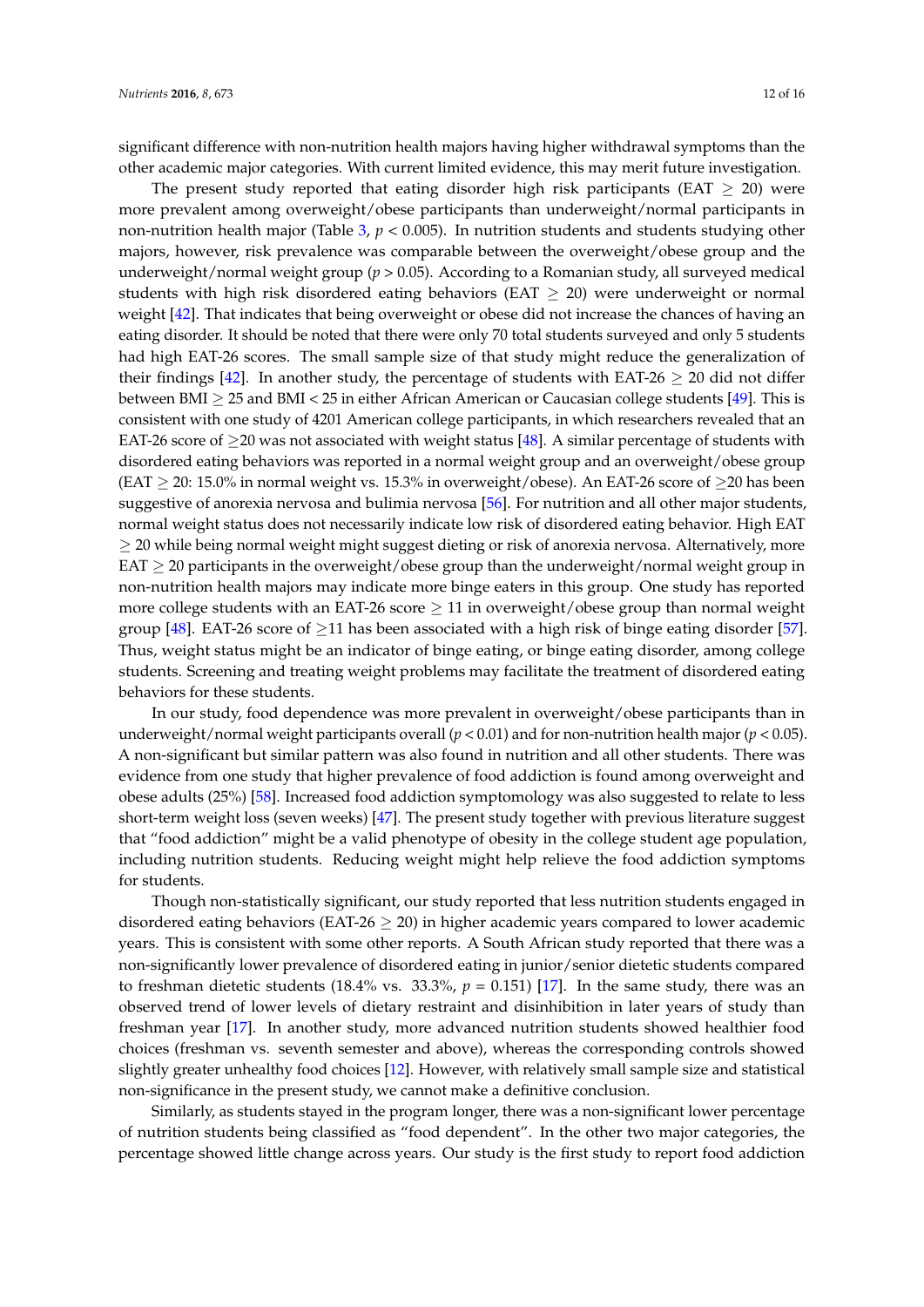significant difference with non-nutrition health majors having higher withdrawal symptoms than the other academic major categories. With current limited evidence, this may merit future investigation.

The present study reported that eating disorder high risk participants (EAT $\geq$ 20) were more prevalent among overweight/obese participants than underweight/normal participants in non-nutrition health major (Table 3, $p < 0.005$). In nutrition students and students studying other majors, however, risk prevalence was comparable between the overweight/obese group and the underweight/normal weight group ($p > 0.05$). According to a Romanian study, all surveyed medical students with high risk disordered eating behaviors (EAT $\geq$ 20) were underweight or normal weight [42]. That indicates that being overweight or obese did not increase the chances of having an eating disorder. It should be noted that there were only 70 total students surveyed and only 5 students had high EAT-26 scores. The small sample size of that study might reduce the generalization of their findings [42]. In another study, the percentage of students with EAT-26 $\geq$ 20 did not differ between BMI $\geq$ 25 and BMI < 25 in either African American or Caucasian college students [49]. This is consistent with one study of 4201 American college participants, in which researchers revealed that an EAT-26 score of $\geq$20 was not associated with weight status [48]. A similar percentage of students with disordered eating behaviors was reported in a normal weight group and an overweight/obese group (EAT $\geq$ 20: 15.0% in normal weight vs. 15.3% in overweight/obese). An EAT-26 score of $\geq$20 has been suggestive of anorexia nervosa and bulimia nervosa [56]. For nutrition and all other major students, normal weight status does not necessarily indicate low risk of disordered eating behavior. High EAT $\geq$ 20 while being normal weight might suggest dieting or risk of anorexia nervosa. Alternatively, more EAT $\geq$ 20 participants in the overweight/obese group than the underweight/normal weight group in non-nutrition health majors may indicate more binge eaters in this group. One study has reported more college students with an EAT-26 score $\geq$ 11 in overweight/obese group than normal weight group [48]. EAT-26 score of $\geq$11 has been associated with a high risk of binge eating disorder [57]. Thus, weight status might be an indicator of binge eating, or binge eating disorder, among college students. Screening and treating weight problems may facilitate the treatment of disordered eating behaviors for these students.

In our study, food dependence was more prevalent in overweight/obese participants than in underweight/normal weight participants overall ($p < 0.01$) and for non-nutrition health major ($p < 0.05$). A non-significant but similar pattern was also found in nutrition and all other students. There was evidence from one study that higher prevalence of food addiction is found among overweight and obese adults (25%) [58]. Increased food addiction symptomology was also suggested to relate to less short-term weight loss (seven weeks) [47]. The present study together with previous literature suggest that "food addiction" might be a valid phenotype of obesity in the college student age population, including nutrition students. Reducing weight might help relieve the food addiction symptoms for students.

Though non-statistically significant, our study reported that less nutrition students engaged in disordered eating behaviors (EAT-26 $\geq$ 20) in higher academic years compared to lower academic years. This is consistent with some other reports. A South African study reported that there was a non-significantly lower prevalence of disordered eating in junior/senior dietetic students compared to freshman dietetic students (18.4% vs. 33.3%, $p = 0.151$) [17]. In the same study, there was an observed trend of lower levels of dietary restraint and disinhibition in later years of study than freshman year [17]. In another study, more advanced nutrition students showed healthier food choices (freshman vs. seventh semester and above), whereas the corresponding controls showed slightly greater unhealthy food choices [12]. However, with relatively small sample size and statistical non-significance in the present study, we cannot make a definitive conclusion.

Similarly, as students stayed in the program longer, there was a non-significant lower percentage of nutrition students being classified as "food dependent". In the other two major categories, the percentage showed little change across years. Our study is the first study to report food addiction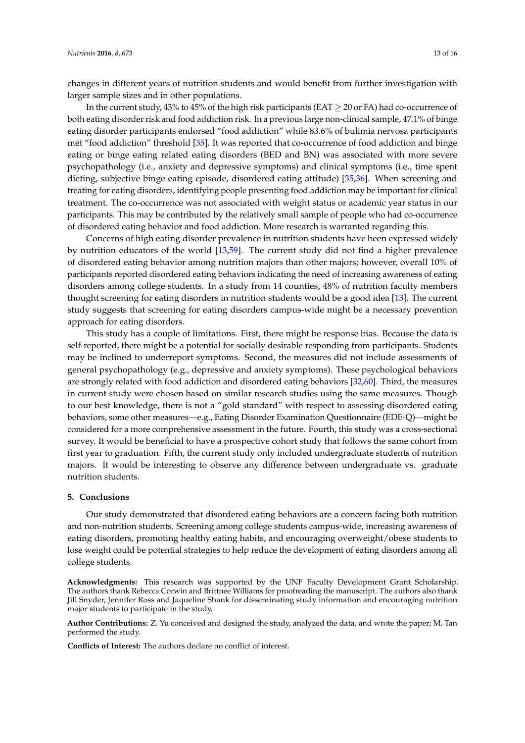changes in different years of nutrition students and would benefit from further investigation with larger sample sizes and in other populations.

In the current study, 43% to 45% of the high risk participants (EAT $\geq$ 20 or FA) had co-occurrence of both eating disorder risk and food addiction risk. In a previous large non-clinical sample, 47.1% of binge eating disorder participants endorsed "food addiction" while 83.6% of bulimia nervosa participants met "food addiction" threshold [35]. It was reported that co-occurrence of food addiction and binge eating or binge eating related eating disorders (BED and BN) was associated with more severe psychopathology (i.e., anxiety and depressive symptoms) and clinical symptoms (i.e., time spent dieting, subjective binge eating episode, disordered eating attitude) [35,36]. When screening and treating for eating disorders, identifying people presenting food addiction may be important for clinical treatment. The co-occurrence was not associated with weight status or academic year status in our participants. This may be contributed by the relatively small sample of people who had co-occurrence of disordered eating behavior and food addiction. More research is warranted regarding this.

Concerns of high eating disorder prevalence in nutrition students have been expressed widely by nutrition educators of the world [13,59]. The current study did not find a higher prevalence of disordered eating behavior among nutrition majors than other majors; however, overall 10% of participants reported disordered eating behaviors indicating the need of increasing awareness of eating disorders among college students. In a study from 14 counties, 48% of nutrition faculty members thought screening for eating disorders in nutrition students would be a good idea [13]. The current study suggests that screening for eating disorders campus-wide might be a necessary prevention approach for eating disorders.

This study has a couple of limitations. First, there might be response bias. Because the data is self-reported, there might be a potential for socially desirable responding from participants. Students may be inclined to underreport symptoms. Second, the measures did not include assessments of general psychopathology (e.g., depressive and anxiety symptoms). These psychological behaviors are strongly related with food addiction and disordered eating behaviors [32,60]. Third, the measures in current study were chosen based on similar research studies using the same measures. Though to our best knowledge, there is not a "gold standard" with respect to assessing disordered eating behaviors, some other measures—e.g., Eating Disorder Examination Questionnaire (EDE-Q)—might be considered for a more comprehensive assessment in the future. Fourth, this study was a cross-sectional survey. It would be beneficial to have a prospective cohort study that follows the same cohort from first year to graduation. Fifth, the current study only included undergraduate students of nutrition majors. It would be interesting to observe any difference between undergraduate vs. graduate nutrition students.

## 5. Conclusions

Our study demonstrated that disordered eating behaviors are a concern facing both nutrition and non-nutrition students. Screening among college students campus-wide, increasing awareness of eating disorders, promoting healthy eating habits, and encouraging overweight/obese students to lose weight could be potential strategies to help reduce the development of eating disorders among all college students.

**Acknowledgments:** This research was supported by the UNF Faculty Development Grant Scholarship. The authors thank Rebecca Corwin and Brittnee Williams for proofreading the manuscript. The authors also thank Jill Snyder, Jennifer Ross and Jaqueline Shank for disseminating study information and encouraging nutrition major students to participate in the study.

**Author Contributions:** Z. Yu conceived and designed the study, analyzed the data, and wrote the paper; M. Tan performed the study.

**Conflicts of Interest:** The authors declare no conflict of interest.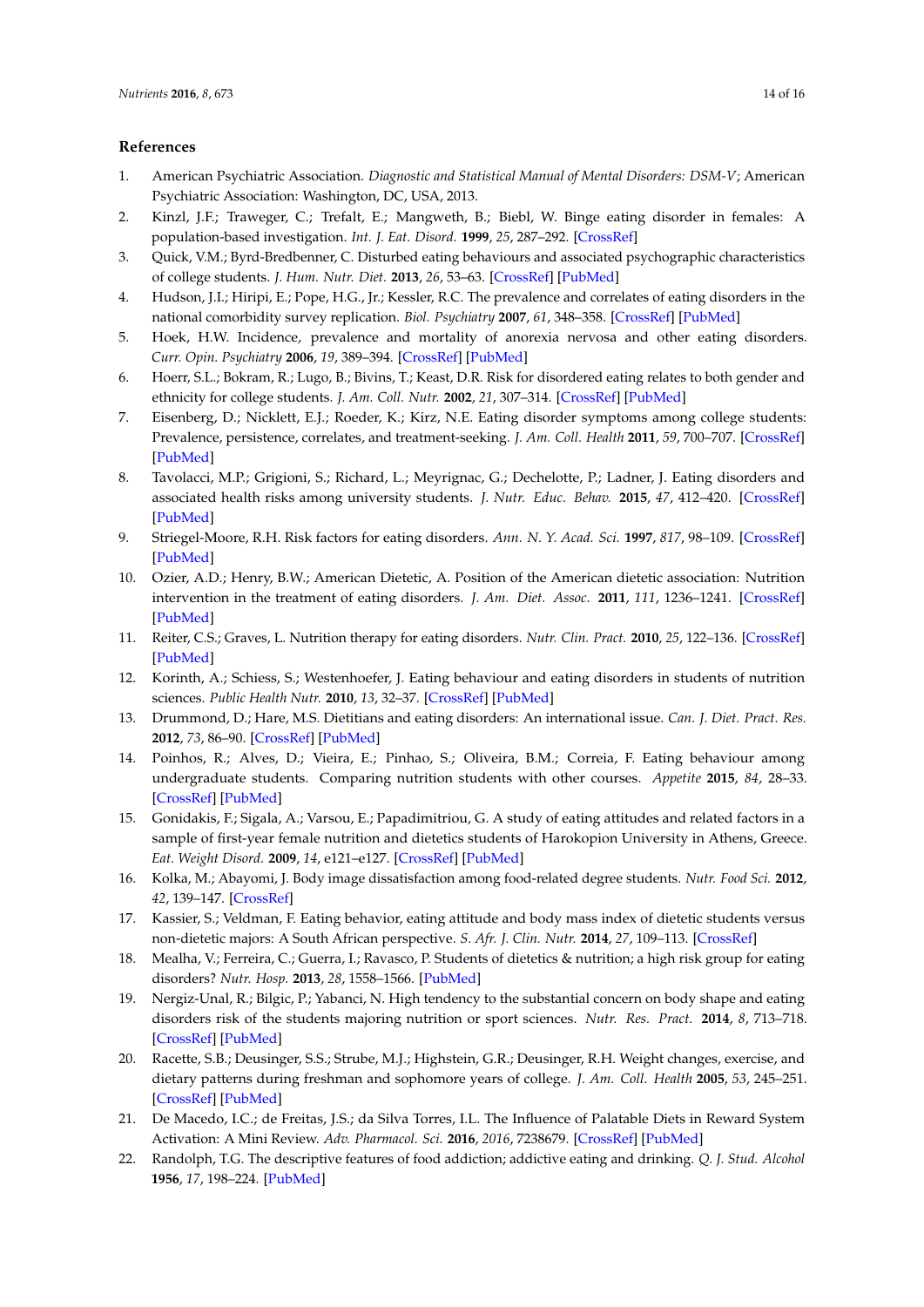## References

1. American Psychiatric Association. *Diagnostic and Statistical Manual of Mental Disorders: DSM-V*; American Psychiatric Association: Washington, DC, USA, 2013.
2. Kinzl, J.F.; Traweger, C.; Trefalt, E.; Mangweth, B.; Biebl, W. Binge eating disorder in females: A population-based investigation. *Int. J. Eat. Disord.* **1999**, *25*, 287–292. [CrossRef]
3. Quick, V.M.; Byrd-Bredbenner, C. Disturbed eating behaviours and associated psychographic characteristics of college students. *J. Hum. Nutr. Diet.* **2013**, *26*, 53–63. [CrossRef] [PubMed]
4. Hudson, J.I.; Hiripi, E.; Pope, H.G., Jr.; Kessler, R.C. The prevalence and correlates of eating disorders in the national comorbidity survey replication. *Biol. Psychiatry* **2007**, *61*, 348–358. [CrossRef] [PubMed]
5. Hoek, H.W. Incidence, prevalence and mortality of anorexia nervosa and other eating disorders. *Curr. Opin. Psychiatry* **2006**, *19*, 389–394. [CrossRef] [PubMed]
6. Hoerr, S.L.; Bokram, R.; Lugo, B.; Bivins, T.; Keast, D.R. Risk for disordered eating relates to both gender and ethnicity for college students. *J. Am. Coll. Nutr.* **2002**, *21*, 307–314. [CrossRef] [PubMed]
7. Eisenberg, D.; Nicklett, E.J.; Roeder, K.; Kirz, N.E. Eating disorder symptoms among college students: Prevalence, persistence, correlates, and treatment-seeking. *J. Am. Coll. Health* **2011**, *59*, 700–707. [CrossRef] [PubMed]
8. Tavolacci, M.P.; Grigioni, S.; Richard, L.; Meyrignac, G.; Dechelotte, P.; Ladner, J. Eating disorders and associated health risks among university students. *J. Nutr. Educ. Behav.* **2015**, *47*, 412–420. [CrossRef] [PubMed]
9. Striegel-Moore, R.H. Risk factors for eating disorders. *Ann. N. Y. Acad. Sci.* **1997**, *817*, 98–109. [CrossRef] [PubMed]
10. Ozier, A.D.; Henry, B.W.; American Dietetic, A. Position of the American dietetic association: Nutrition intervention in the treatment of eating disorders. *J. Am. Diet. Assoc.* **2011**, *111*, 1236–1241. [CrossRef] [PubMed]
11. Reiter, C.S.; Graves, L. Nutrition therapy for eating disorders. *Nutr. Clin. Pract.* **2010**, *25*, 122–136. [CrossRef] [PubMed]
12. Korinth, A.; Schiess, S.; Westenhoefer, J. Eating behaviour and eating disorders in students of nutrition sciences. *Public Health Nutr.* **2010**, *13*, 32–37. [CrossRef] [PubMed]
13. Drummond, D.; Hare, M.S. Dietitians and eating disorders: An international issue. *Can. J. Diet. Pract. Res.* **2012**, *73*, 86–90. [CrossRef] [PubMed]
14. Poinhos, R.; Alves, D.; Vieira, E.; Pinhao, S.; Oliveira, B.M.; Correia, F. Eating behaviour among undergraduate students. Comparing nutrition students with other courses. *Appetite* **2015**, *84*, 28–33. [CrossRef] [PubMed]
15. Gonidakis, F.; Sigala, A.; Varsou, E.; Papadimitriou, G. A study of eating attitudes and related factors in a sample of first-year female nutrition and dietetics students of Harokopion University in Athens, Greece. *Eat. Weight Disord.* **2009**, *14*, e121–e127. [CrossRef] [PubMed]
16. Kolka, M.; Abayomi, J. Body image dissatisfaction among food-related degree students. *Nutr. Food Sci.* **2012**, *42*, 139–147. [CrossRef]
17. Kassier, S.; Veldman, F. Eating behavior, eating attitude and body mass index of dietetic students versus non-dietetic majors: A South African perspective. *S. Afr. J. Clin. Nutr.* **2014**, *27*, 109–113. [CrossRef]
18. Mealha, V.; Ferreira, C.; Guerra, I.; Ravasco, P. Students of dietetics & nutrition; a high risk group for eating disorders? *Nutr. Hosp.* **2013**, *28*, 1558–1566. [PubMed]
19. Nergiz-Unal, R.; Bilgic, P.; Yabanci, N. High tendency to the substantial concern on body shape and eating disorders risk of the students majoring nutrition or sport sciences. *Nutr. Res. Pract.* **2014**, *8*, 713–718. [CrossRef] [PubMed]
20. Racette, S.B.; Deusinger, S.S.; Strube, M.J.; Highstein, G.R.; Deusinger, R.H. Weight changes, exercise, and dietary patterns during freshman and sophomore years of college. *J. Am. Coll. Health* **2005**, *53*, 245–251. [CrossRef] [PubMed]
21. De Macedo, I.C.; de Freitas, J.S.; da Silva Torres, I.L. The Influence of Palatable Diets in Reward System Activation: A Mini Review. *Adv. Pharmacol. Sci.* **2016**, *2016*, 7238679. [CrossRef] [PubMed]
22. Randolph, T.G. The descriptive features of food addiction; addictive eating and drinking. *Q. J. Stud. Alcohol* **1956**, *17*, 198–224. [PubMed]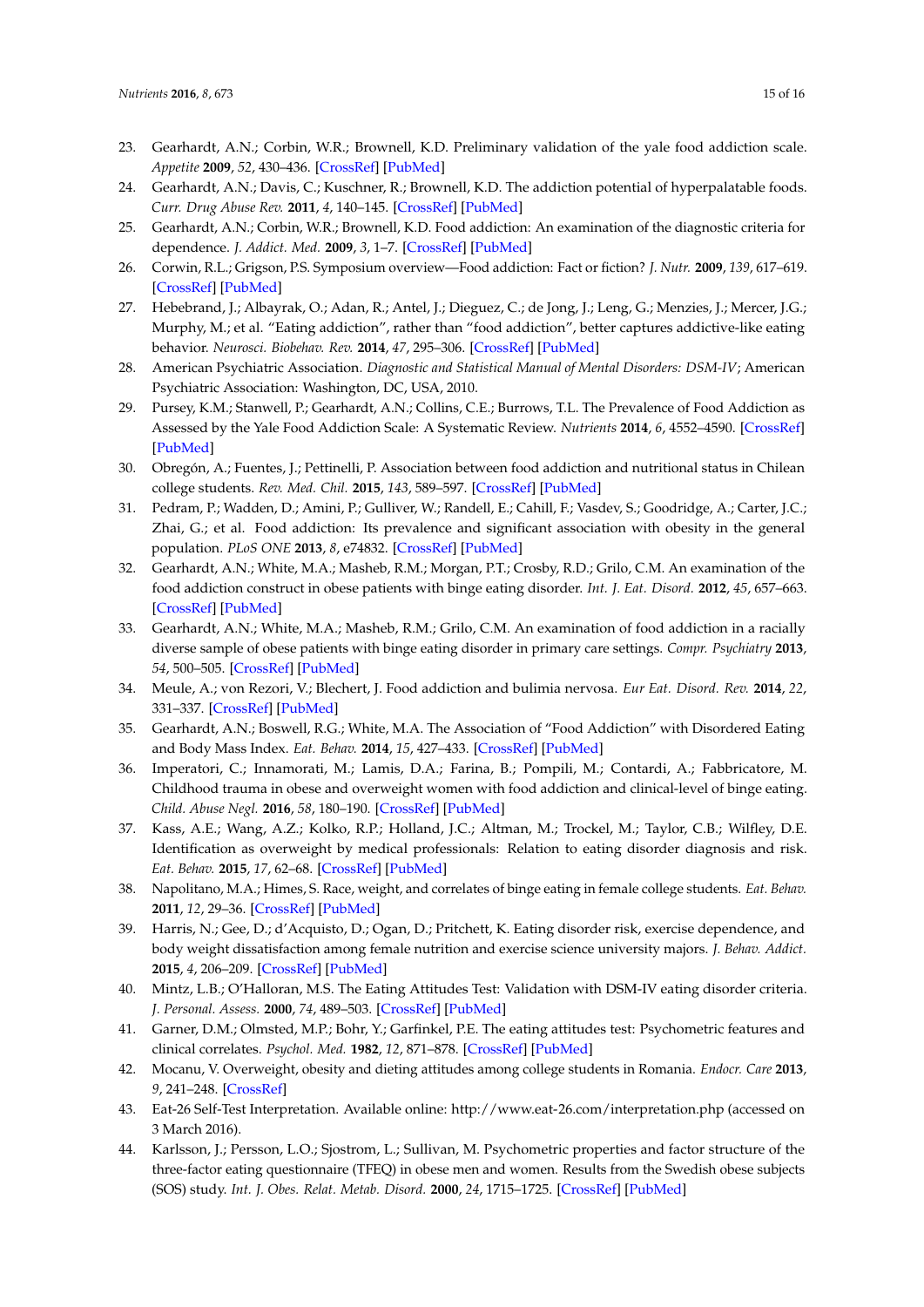23. Gearhardt, A.N.; Corbin, W.R.; Brownell, K.D. Preliminary validation of the yale food addiction scale. *Appetite* **2009**, *52*, 430–436. [CrossRef] [PubMed]
24. Gearhardt, A.N.; Davis, C.; Kuschner, R.; Brownell, K.D. The addiction potential of hyperpalatable foods. *Curr. Drug Abuse Rev.* **2011**, *4*, 140–145. [CrossRef] [PubMed]
25. Gearhardt, A.N.; Corbin, W.R.; Brownell, K.D. Food addiction: An examination of the diagnostic criteria for dependence. *J. Addict. Med.* **2009**, *3*, 1–7. [CrossRef] [PubMed]
26. Corwin, R.L.; Grigson, P.S. Symposium overview—Food addiction: Fact or fiction? *J. Nutr.* **2009**, *139*, 617–619. [CrossRef] [PubMed]
27. Hebebrand, J.; Albayrak, O.; Adan, R.; Antel, J.; Dieguez, C.; de Jong, J.; Leng, G.; Menzies, J.; Mercer, J.G.; Murphy, M.; et al. "Eating addiction", rather than "food addiction", better captures addictive-like eating behavior. *Neurosci. Biobehav. Rev.* **2014**, *47*, 295–306. [CrossRef] [PubMed]
28. American Psychiatric Association. *Diagnostic and Statistical Manual of Mental Disorders: DSM-IV*; American Psychiatric Association: Washington, DC, USA, 2010.
29. Pursey, K.M.; Stanwell, P.; Gearhardt, A.N.; Collins, C.E.; Burrows, T.L. The Prevalence of Food Addiction as Assessed by the Yale Food Addiction Scale: A Systematic Review. *Nutrients* **2014**, *6*, 4552–4590. [CrossRef] [PubMed]
30. Obregón, A.; Fuentes, J.; Pettinelli, P. Association between food addiction and nutritional status in Chilean college students. *Rev. Med. Chil.* **2015**, *143*, 589–597. [CrossRef] [PubMed]
31. Pedram, P.; Wadden, D.; Amini, P.; Gulliver, W.; Randell, E.; Cahill, F.; Vasdev, S.; Goodridge, A.; Carter, J.C.; Zhai, G.; et al. Food addiction: Its prevalence and significant association with obesity in the general population. *PLoS ONE* **2013**, *8*, e74832. [CrossRef] [PubMed]
32. Gearhardt, A.N.; White, M.A.; Masheb, R.M.; Morgan, P.T.; Crosby, R.D.; Grilo, C.M. An examination of the food addiction construct in obese patients with binge eating disorder. *Int. J. Eat. Disord.* **2012**, *45*, 657–663. [CrossRef] [PubMed]
33. Gearhardt, A.N.; White, M.A.; Masheb, R.M.; Grilo, C.M. An examination of food addiction in a racially diverse sample of obese patients with binge eating disorder in primary care settings. *Compr. Psychiatry* **2013**, *54*, 500–505. [CrossRef] [PubMed]
34. Meule, A.; von Rezori, V.; Blechert, J. Food addiction and bulimia nervosa. *Eur Eat. Disord. Rev.* **2014**, *22*, 331–337. [CrossRef] [PubMed]
35. Gearhardt, A.N.; Boswell, R.G.; White, M.A. The Association of "Food Addiction" with Disordered Eating and Body Mass Index. *Eat. Behav.* **2014**, *15*, 427–433. [CrossRef] [PubMed]
36. Imperatori, C.; Innamorati, M.; Lamis, D.A.; Farina, B.; Pompili, M.; Contardi, A.; Fabbricatore, M. Childhood trauma in obese and overweight women with food addiction and clinical-level of binge eating. *Child. Abuse Negl.* **2016**, *58*, 180–190. [CrossRef] [PubMed]
37. Kass, A.E.; Wang, A.Z.; Kolko, R.P.; Holland, J.C.; Altman, M.; Trockel, M.; Taylor, C.B.; Wilfley, D.E. Identification as overweight by medical professionals: Relation to eating disorder diagnosis and risk. *Eat. Behav.* **2015**, *17*, 62–68. [CrossRef] [PubMed]
38. Napolitano, M.A.; Himes, S. Race, weight, and correlates of binge eating in female college students. *Eat. Behav.* **2011**, *12*, 29–36. [CrossRef] [PubMed]
39. Harris, N.; Gee, D.; d'Acquisto, D.; Ogan, D.; Pritchett, K. Eating disorder risk, exercise dependence, and body weight dissatisfaction among female nutrition and exercise science university majors. *J. Behav. Addict.* **2015**, *4*, 206–209. [CrossRef] [PubMed]
40. Mintz, L.B.; O'Halloran, M.S. The Eating Attitudes Test: Validation with DSM-IV eating disorder criteria. *J. Personal. Assess.* **2000**, *74*, 489–503. [CrossRef] [PubMed]
41. Garner, D.M.; Olmsted, M.P.; Bohr, Y.; Garfinkel, P.E. The eating attitudes test: Psychometric features and clinical correlates. *Psychol. Med.* **1982**, *12*, 871–878. [CrossRef] [PubMed]
42. Mocanu, V. Overweight, obesity and dieting attitudes among college students in Romania. *Endocr. Care* **2013**, *9*, 241–248. [CrossRef]
43. Eat-26 Self-Test Interpretation. Available online: http://www.eat-26.com/interpretation.php (accessed on 3 March 2016).
44. Karlsson, J.; Persson, L.O.; Sjostrom, L.; Sullivan, M. Psychometric properties and factor structure of the three-factor eating questionnaire (TFEQ) in obese men and women. Results from the Swedish obese subjects (SOS) study. *Int. J. Obes. Relat. Metab. Disord.* **2000**, *24*, 1715–1725. [CrossRef] [PubMed]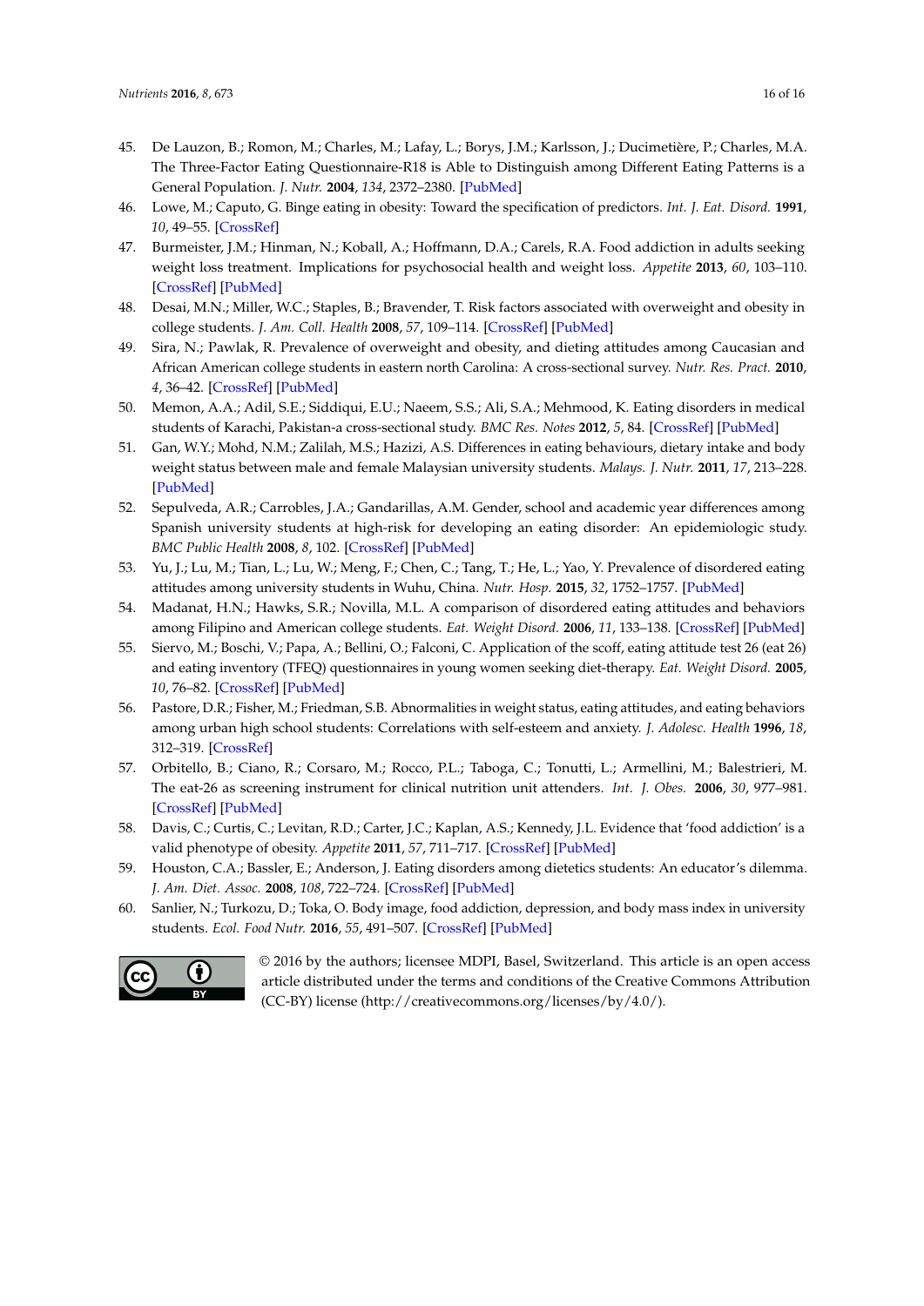45. De Lauzon, B.; Romon, M.; Charles, M.; Lafay, L.; Borys, J.M.; Karlsson, J.; Ducimetière, P.; Charles, M.A. The Three-Factor Eating Questionnaire-R18 is Able to Distinguish among Different Eating Patterns is a General Population. *J. Nutr.* **2004**, *134*, 2372–2380. [PubMed]
46. Lowe, M.; Caputo, G. Binge eating in obesity: Toward the specification of predictors. *Int. J. Eat. Disord.* **1991**, *10*, 49–55. [CrossRef]
47. Burmeister, J.M.; Hinman, N.; Koball, A.; Hoffmann, D.A.; Carels, R.A. Food addiction in adults seeking weight loss treatment. Implications for psychosocial health and weight loss. *Appetite* **2013**, *60*, 103–110. [CrossRef] [PubMed]
48. Desai, M.N.; Miller, W.C.; Staples, B.; Bravender, T. Risk factors associated with overweight and obesity in college students. *J. Am. Coll. Health* **2008**, *57*, 109–114. [CrossRef] [PubMed]
49. Sira, N.; Pawlak, R. Prevalence of overweight and obesity, and dieting attitudes among Caucasian and African American college students in eastern north Carolina: A cross-sectional survey. *Nutr. Res. Pract.* **2010**, *4*, 36–42. [CrossRef] [PubMed]
50. Memon, A.A.; Adil, S.E.; Siddiqui, E.U.; Naeem, S.S.; Ali, S.A.; Mehmood, K. Eating disorders in medical students of Karachi, Pakistan-a cross-sectional study. *BMC Res. Notes* **2012**, *5*, 84. [CrossRef] [PubMed]
51. Gan, W.Y.; Mohd, N.M.; Zalilah, M.S.; Hazizi, A.S. Differences in eating behaviours, dietary intake and body weight status between male and female Malaysian university students. *Malays. J. Nutr.* **2011**, *17*, 213–228. [PubMed]
52. Sepulveda, A.R.; Carrobles, J.A.; Gandarillas, A.M. Gender, school and academic year differences among Spanish university students at high-risk for developing an eating disorder: An epidemiologic study. *BMC Public Health* **2008**, *8*, 102. [CrossRef] [PubMed]
53. Yu, J.; Lu, M.; Tian, L.; Lu, W.; Meng, F.; Chen, C.; Tang, T.; He, L.; Yao, Y. Prevalence of disordered eating attitudes among university students in Wuhu, China. *Nutr. Hosp.* **2015**, *32*, 1752–1757. [PubMed]
54. Madanat, H.N.; Hawks, S.R.; Novilla, M.L. A comparison of disordered eating attitudes and behaviors among Filipino and American college students. *Eat. Weight Disord.* **2006**, *11*, 133–138. [CrossRef] [PubMed]
55. Siervo, M.; Boschi, V.; Papa, A.; Bellini, O.; Falconi, C. Application of the scoff, eating attitude test 26 (eat 26) and eating inventory (TFEQ) questionnaires in young women seeking diet-therapy. *Eat. Weight Disord.* **2005**, *10*, 76–82. [CrossRef] [PubMed]
56. Pastore, D.R.; Fisher, M.; Friedman, S.B. Abnormalities in weight status, eating attitudes, and eating behaviors among urban high school students: Correlations with self-esteem and anxiety. *J. Adolesc. Health* **1996**, *18*, 312–319. [CrossRef]
57. Orbitello, B.; Ciano, R.; Corsaro, M.; Rocco, P.L.; Taboga, C.; Tonutti, L.; Armellini, M.; Balestrieri, M. The eat-26 as screening instrument for clinical nutrition unit attenders. *Int. J. Obes.* **2006**, *30*, 977–981. [CrossRef] [PubMed]
58. Davis, C.; Curtis, C.; Levitan, R.D.; Carter, J.C.; Kaplan, A.S.; Kennedy, J.L. Evidence that 'food addiction' is a valid phenotype of obesity. *Appetite* **2011**, *57*, 711–717. [CrossRef] [PubMed]
59. Houston, C.A.; Bassler, E.; Anderson, J. Eating disorders among dietetics students: An educator's dilemma. *J. Am. Diet. Assoc.* **2008**, *108*, 722–724. [CrossRef] [PubMed]
60. Sanlier, N.; Turkozu, D.; Toka, O. Body image, food addiction, depression, and body mass index in university students. *Ecol. Food Nutr.* **2016**, *55*, 491–507. [CrossRef] [PubMed]

© 2016 by the authors; licensee MDPI, Basel, Switzerland. This article is an open access article distributed under the terms and conditions of the Creative Commons Attribution (CC-BY) license (http://creativecommons.org/licenses/by/4.0/).